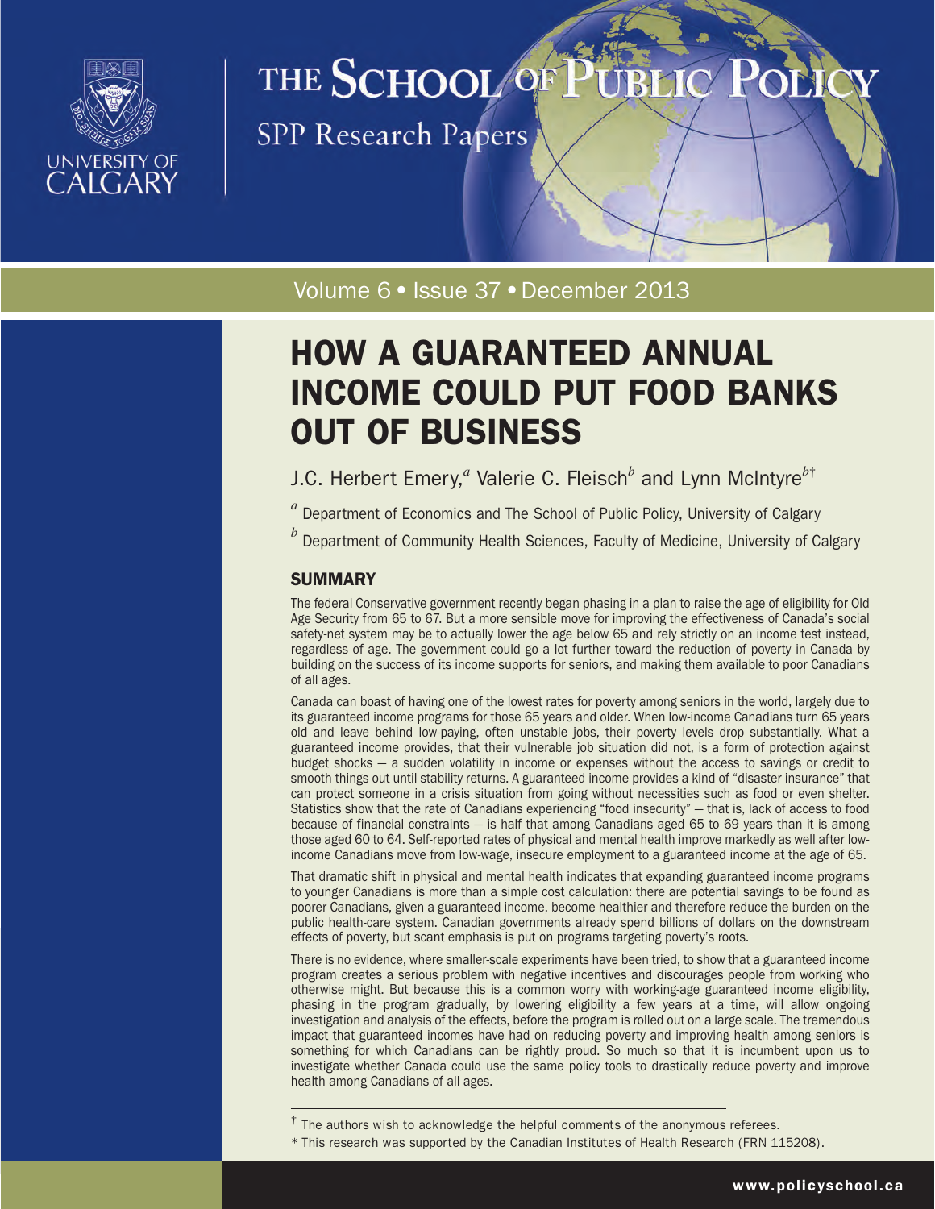UNIVERSITY OF CALGARY

THE SCHOOL OF PUBLIC POLICY

SPP Research Papers

Volume 6 • Issue 37 • December 2013

# HOW A GUARANTEED ANNUAL INCOME COULD PUT FOOD BANKS OUT OF BUSINESS

J.C. Herbert Emery,[a] Valerie C. Fleisch[b] and Lynn McIntyre[b†]

[a] Department of Economics and The School of Public Policy, University of Calgary

[b] Department of Community Health Sciences, Faculty of Medicine, University of Calgary

## SUMMARY

The federal Conservative government recently began phasing in a plan to raise the age of eligibility for Old Age Security from 65 to 67. But a more sensible move for improving the effectiveness of Canada's social safety-net system may be to actually lower the age below 65 and rely strictly on an income test instead, regardless of age. The government could go a lot further toward the reduction of poverty in Canada by building on the success of its income supports for seniors, and making them available to poor Canadians of all ages.

Canada can boast of having one of the lowest rates for poverty among seniors in the world, largely due to its guaranteed income programs for those 65 years and older. When low-income Canadians turn 65 years old and leave behind low-paying, often unstable jobs, their poverty levels drop substantially. What a guaranteed income provides, that their vulnerable job situation did not, is a form of protection against budget shocks — a sudden volatility in income or expenses without the access to savings or credit to smooth things out until stability returns. A guaranteed income provides a kind of "disaster insurance" that can protect someone in a crisis situation from going without necessities such as food or even shelter. Statistics show that the rate of Canadians experiencing "food insecurity" — that is, lack of access to food because of financial constraints — is half that among Canadians aged 65 to 69 years than it is among those aged 60 to 64. Self-reported rates of physical and mental health improve markedly as well after low-income Canadians move from low-wage, insecure employment to a guaranteed income at the age of 65.

That dramatic shift in physical and mental health indicates that expanding guaranteed income programs to younger Canadians is more than a simple cost calculation: there are potential savings to be found as poorer Canadians, given a guaranteed income, become healthier and therefore reduce the burden on the public health-care system. Canadian governments already spend billions of dollars on the downstream effects of poverty, but scant emphasis is put on programs targeting poverty's roots.

There is no evidence, where smaller-scale experiments have been tried, to show that a guaranteed income program creates a serious problem with negative incentives and discourages people from working who otherwise might. But because this is a common worry with working-age guaranteed income eligibility, phasing in the program gradually, by lowering eligibility a few years at a time, will allow ongoing investigation and analysis of the effects, before the program is rolled out on a large scale. The tremendous impact that guaranteed incomes have had on reducing poverty and improving health among seniors is something for which Canadians can be rightly proud. So much so that it is incumbent upon us to investigate whether Canada could use the same policy tools to drastically reduce poverty and improve health among Canadians of all ages.

[†] The authors wish to acknowledge the helpful comments of the anonymous referees.

* This research was supported by the Canadian Institutes of Health Research (FRN 115208).

www.policyschool.ca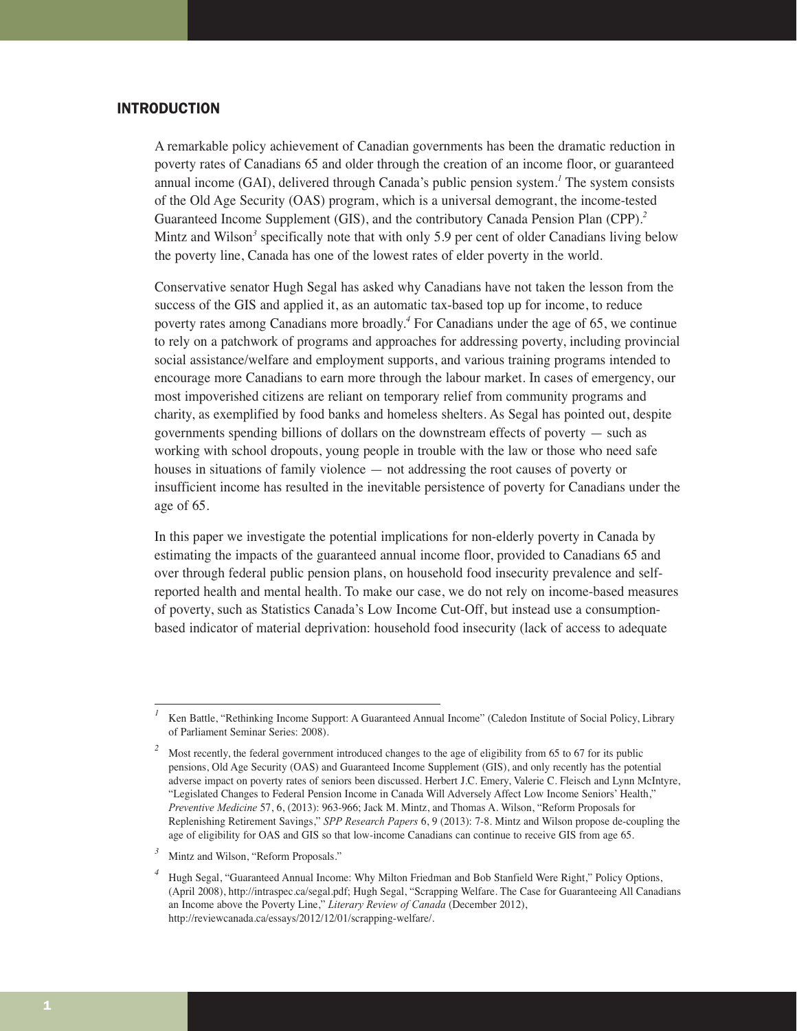## INTRODUCTION

A remarkable policy achievement of Canadian governments has been the dramatic reduction in poverty rates of Canadians 65 and older through the creation of an income floor, or guaranteed annual income (GAI), delivered through Canada's public pension system.[1] The system consists of the Old Age Security (OAS) program, which is a universal demogrant, the income-tested Guaranteed Income Supplement (GIS), and the contributory Canada Pension Plan (CPP).[2] Mintz and Wilson[3] specifically note that with only 5.9 per cent of older Canadians living below the poverty line, Canada has one of the lowest rates of elder poverty in the world.

Conservative senator Hugh Segal has asked why Canadians have not taken the lesson from the success of the GIS and applied it, as an automatic tax-based top up for income, to reduce poverty rates among Canadians more broadly.[4] For Canadians under the age of 65, we continue to rely on a patchwork of programs and approaches for addressing poverty, including provincial social assistance/welfare and employment supports, and various training programs intended to encourage more Canadians to earn more through the labour market. In cases of emergency, our most impoverished citizens are reliant on temporary relief from community programs and charity, as exemplified by food banks and homeless shelters. As Segal has pointed out, despite governments spending billions of dollars on the downstream effects of poverty — such as working with school dropouts, young people in trouble with the law or those who need safe houses in situations of family violence — not addressing the root causes of poverty or insufficient income has resulted in the inevitable persistence of poverty for Canadians under the age of 65.

In this paper we investigate the potential implications for non-elderly poverty in Canada by estimating the impacts of the guaranteed annual income floor, provided to Canadians 65 and over through federal public pension plans, on household food insecurity prevalence and self-reported health and mental health. To make our case, we do not rely on income-based measures of poverty, such as Statistics Canada's Low Income Cut-Off, but instead use a consumption-based indicator of material deprivation: household food insecurity (lack of access to adequate

---

[1] Ken Battle, "Rethinking Income Support: A Guaranteed Annual Income" (Caledon Institute of Social Policy, Library of Parliament Seminar Series: 2008).

[2] Most recently, the federal government introduced changes to the age of eligibility from 65 to 67 for its public pensions, Old Age Security (OAS) and Guaranteed Income Supplement (GIS), and only recently has the potential adverse impact on poverty rates of seniors been discussed. Herbert J.C. Emery, Valerie C. Fleisch and Lynn McIntyre, "Legislated Changes to Federal Pension Income in Canada Will Adversely Affect Low Income Seniors' Health," *Preventive Medicine* 57, 6, (2013): 963-966; Jack M. Mintz, and Thomas A. Wilson, "Reform Proposals for Replenishing Retirement Savings," *SPP Research Papers* 6, 9 (2013): 7-8. Mintz and Wilson propose de-coupling the age of eligibility for OAS and GIS so that low-income Canadians can continue to receive GIS from age 65.

[3] Mintz and Wilson, "Reform Proposals."

[4] Hugh Segal, "Guaranteed Annual Income: Why Milton Friedman and Bob Stanfield Were Right," Policy Options, (April 2008), http://intraspec.ca/segal.pdf; Hugh Segal, "Scrapping Welfare. The Case for Guaranteeing All Canadians an Income above the Poverty Line," *Literary Review of Canada* (December 2012), http://reviewcanada.ca/essays/2012/12/01/scrapping-welfare/.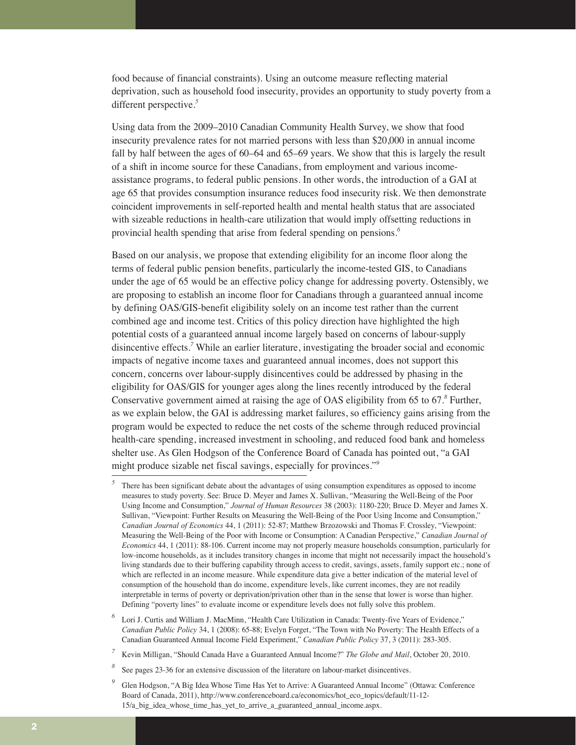food because of financial constraints). Using an outcome measure reflecting material deprivation, such as household food insecurity, provides an opportunity to study poverty from a different perspective.[5]

Using data from the 2009–2010 Canadian Community Health Survey, we show that food insecurity prevalence rates for not married persons with less than $20,000 in annual income fall by half between the ages of 60–64 and 65–69 years. We show that this is largely the result of a shift in income source for these Canadians, from employment and various income-assistance programs, to federal public pensions. In other words, the introduction of a GAI at age 65 that provides consumption insurance reduces food insecurity risk. We then demonstrate coincident improvements in self-reported health and mental health status that are associated with sizeable reductions in health-care utilization that would imply offsetting reductions in provincial health spending that arise from federal spending on pensions.[6]

Based on our analysis, we propose that extending eligibility for an income floor along the terms of federal public pension benefits, particularly the income-tested GIS, to Canadians under the age of 65 would be an effective policy change for addressing poverty. Ostensibly, we are proposing to establish an income floor for Canadians through a guaranteed annual income by defining OAS/GIS-benefit eligibility solely on an income test rather than the current combined age and income test. Critics of this policy direction have highlighted the high potential costs of a guaranteed annual income largely based on concerns of labour-supply disincentive effects.[7] While an earlier literature, investigating the broader social and economic impacts of negative income taxes and guaranteed annual incomes, does not support this concern, concerns over labour-supply disincentives could be addressed by phasing in the eligibility for OAS/GIS for younger ages along the lines recently introduced by the federal Conservative government aimed at raising the age of OAS eligibility from 65 to 67.[8] Further, as we explain below, the GAI is addressing market failures, so efficiency gains arising from the program would be expected to reduce the net costs of the scheme through reduced provincial health-care spending, increased investment in schooling, and reduced food bank and homeless shelter use. As Glen Hodgson of the Conference Board of Canada has pointed out, "a GAI might produce sizable net fiscal savings, especially for provinces."[9]

---

[5] There has been significant debate about the advantages of using consumption expenditures as opposed to income measures to study poverty. See: Bruce D. Meyer and James X. Sullivan, "Measuring the Well-Being of the Poor Using Income and Consumption," *Journal of Human Resources* 38 (2003): 1180-220; Bruce D. Meyer and James X. Sullivan, "Viewpoint: Further Results on Measuring the Well-Being of the Poor Using Income and Consumption," *Canadian Journal of Economics* 44, 1 (2011): 52-87; Matthew Brzozowski and Thomas F. Crossley, "Viewpoint: Measuring the Well-Being of the Poor with Income or Consumption: A Canadian Perspective," *Canadian Journal of Economics* 44, 1 (2011): 88-106. Current income may not properly measure households consumption, particularly for low-income households, as it includes transitory changes in income that might not necessarily impact the household's living standards due to their buffering capability through access to credit, savings, assets, family support etc.; none of which are reflected in an income measure. While expenditure data give a better indication of the material level of consumption of the household than do income, expenditure levels, like current incomes, they are not readily interpretable in terms of poverty or deprivation/privation other than in the sense that lower is worse than higher. Defining "poverty lines" to evaluate income or expenditure levels does not fully solve this problem.

[6] Lori J. Curtis and William J. MacMinn, "Health Care Utilization in Canada: Twenty-five Years of Evidence," *Canadian Public Policy* 34, 1 (2008): 65-88; Evelyn Forget, "The Town with No Poverty: The Health Effects of a Canadian Guaranteed Annual Income Field Experiment," *Canadian Public Policy* 37, 3 (2011): 283-305.

[7] Kevin Milligan, "Should Canada Have a Guaranteed Annual Income?" *The Globe and Mail*, October 20, 2010.

[8] See pages 23-36 for an extensive discussion of the literature on labour-market disincentives.

[9] Glen Hodgson, "A Big Idea Whose Time Has Yet to Arrive: A Guaranteed Annual Income" (Ottawa: Conference Board of Canada, 2011), http://www.conferenceboard.ca/economics/hot_eco_topics/default/11-12-15/a_big_idea_whose_time_has_yet_to_arrive_a_guaranteed_annual_income.aspx.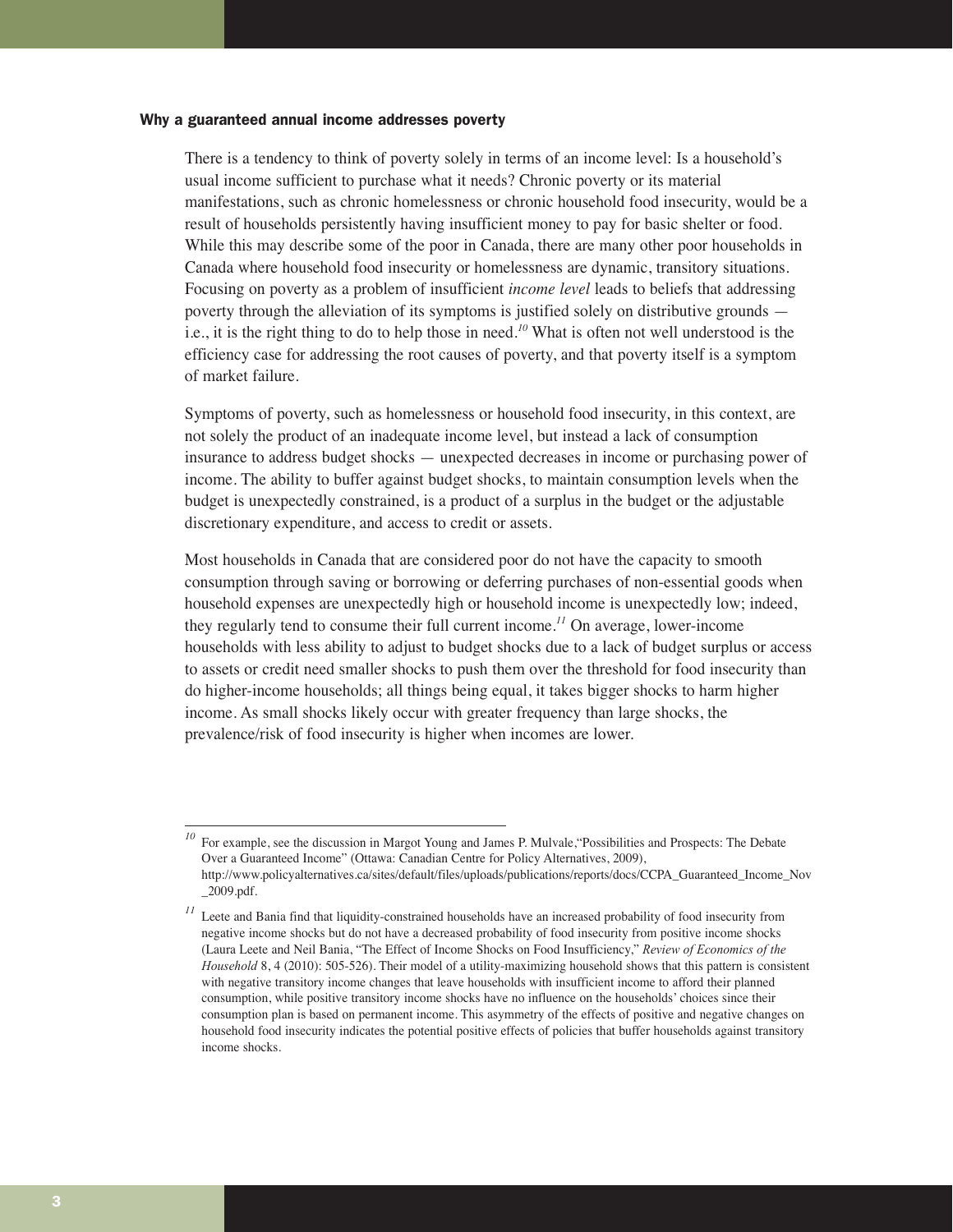### Why a guaranteed annual income addresses poverty

There is a tendency to think of poverty solely in terms of an income level: Is a household's usual income sufficient to purchase what it needs? Chronic poverty or its material manifestations, such as chronic homelessness or chronic household food insecurity, would be a result of households persistently having insufficient money to pay for basic shelter or food. While this may describe some of the poor in Canada, there are many other poor households in Canada where household food insecurity or homelessness are dynamic, transitory situations. Focusing on poverty as a problem of insufficient *income level* leads to beliefs that addressing poverty through the alleviation of its symptoms is justified solely on distributive grounds — i.e., it is the right thing to do to help those in need.[10] What is often not well understood is the efficiency case for addressing the root causes of poverty, and that poverty itself is a symptom of market failure.

Symptoms of poverty, such as homelessness or household food insecurity, in this context, are not solely the product of an inadequate income level, but instead a lack of consumption insurance to address budget shocks — unexpected decreases in income or purchasing power of income. The ability to buffer against budget shocks, to maintain consumption levels when the budget is unexpectedly constrained, is a product of a surplus in the budget or the adjustable discretionary expenditure, and access to credit or assets.

Most households in Canada that are considered poor do not have the capacity to smooth consumption through saving or borrowing or deferring purchases of non-essential goods when household expenses are unexpectedly high or household income is unexpectedly low; indeed, they regularly tend to consume their full current income.[11] On average, lower-income households with less ability to adjust to budget shocks due to a lack of budget surplus or access to assets or credit need smaller shocks to push them over the threshold for food insecurity than do higher-income households; all things being equal, it takes bigger shocks to harm higher income. As small shocks likely occur with greater frequency than large shocks, the prevalence/risk of food insecurity is higher when incomes are lower.

---

[10] For example, see the discussion in Margot Young and James P. Mulvale,"Possibilities and Prospects: The Debate Over a Guaranteed Income" (Ottawa: Canadian Centre for Policy Alternatives, 2009), http://www.policyalternatives.ca/sites/default/files/uploads/publications/reports/docs/CCPA_Guaranteed_Income_Nov_2009.pdf.

[11] Leete and Bania find that liquidity-constrained households have an increased probability of food insecurity from negative income shocks but do not have a decreased probability of food insecurity from positive income shocks (Laura Leete and Neil Bania, "The Effect of Income Shocks on Food Insufficiency," *Review of Economics of the Household* 8, 4 (2010): 505-526). Their model of a utility-maximizing household shows that this pattern is consistent with negative transitory income changes that leave households with insufficient income to afford their planned consumption, while positive transitory income shocks have no influence on the households' choices since their consumption plan is based on permanent income. This asymmetry of the effects of positive and negative changes on household food insecurity indicates the potential positive effects of policies that buffer households against transitory income shocks.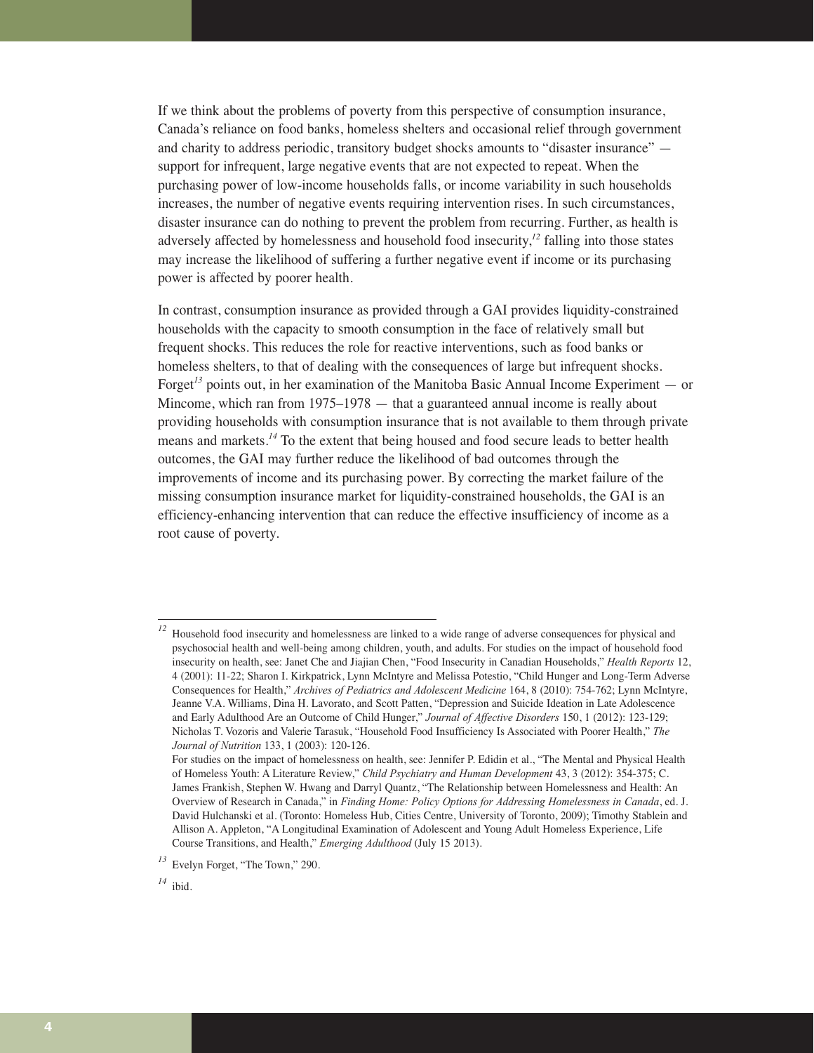If we think about the problems of poverty from this perspective of consumption insurance, Canada's reliance on food banks, homeless shelters and occasional relief through government and charity to address periodic, transitory budget shocks amounts to "disaster insurance" — support for infrequent, large negative events that are not expected to repeat. When the purchasing power of low-income households falls, or income variability in such households increases, the number of negative events requiring intervention rises. In such circumstances, disaster insurance can do nothing to prevent the problem from recurring. Further, as health is adversely affected by homelessness and household food insecurity,[12] falling into those states may increase the likelihood of suffering a further negative event if income or its purchasing power is affected by poorer health.

In contrast, consumption insurance as provided through a GAI provides liquidity-constrained households with the capacity to smooth consumption in the face of relatively small but frequent shocks. This reduces the role for reactive interventions, such as food banks or homeless shelters, to that of dealing with the consequences of large but infrequent shocks. Forget[13] points out, in her examination of the Manitoba Basic Annual Income Experiment — or Mincome, which ran from 1975–1978 — that a guaranteed annual income is really about providing households with consumption insurance that is not available to them through private means and markets.[14] To the extent that being housed and food secure leads to better health outcomes, the GAI may further reduce the likelihood of bad outcomes through the improvements of income and its purchasing power. By correcting the market failure of the missing consumption insurance market for liquidity-constrained households, the GAI is an efficiency-enhancing intervention that can reduce the effective insufficiency of income as a root cause of poverty.

---

[12] Household food insecurity and homelessness are linked to a wide range of adverse consequences for physical and psychosocial health and well-being among children, youth, and adults. For studies on the impact of household food insecurity on health, see: Janet Che and Jiajian Chen, "Food Insecurity in Canadian Households," *Health Reports* 12, 4 (2001): 11-22; Sharon I. Kirkpatrick, Lynn McIntyre and Melissa Potestio, "Child Hunger and Long-Term Adverse Consequences for Health," *Archives of Pediatrics and Adolescent Medicine* 164, 8 (2010): 754-762; Lynn McIntyre, Jeanne V.A. Williams, Dina H. Lavorato, and Scott Patten, "Depression and Suicide Ideation in Late Adolescence and Early Adulthood Are an Outcome of Child Hunger," *Journal of Affective Disorders* 150, 1 (2012): 123-129; Nicholas T. Vozoris and Valerie Tarasuk, "Household Food Insufficiency Is Associated with Poorer Health," *The Journal of Nutrition* 133, 1 (2003): 120-126.
For studies on the impact of homelessness on health, see: Jennifer P. Edidin et al., "The Mental and Physical Health of Homeless Youth: A Literature Review," *Child Psychiatry and Human Development* 43, 3 (2012): 354-375; C. James Frankish, Stephen W. Hwang and Darryl Quantz, "The Relationship between Homelessness and Health: An Overview of Research in Canada," in *Finding Home: Policy Options for Addressing Homelessness in Canada*, ed. J. David Hulchanski et al. (Toronto: Homeless Hub, Cities Centre, University of Toronto, 2009); Timothy Stablein and Allison A. Appleton, "A Longitudinal Examination of Adolescent and Young Adult Homeless Experience, Life Course Transitions, and Health," *Emerging Adulthood* (July 15 2013).

[13] Evelyn Forget, "The Town," 290.

[14] ibid.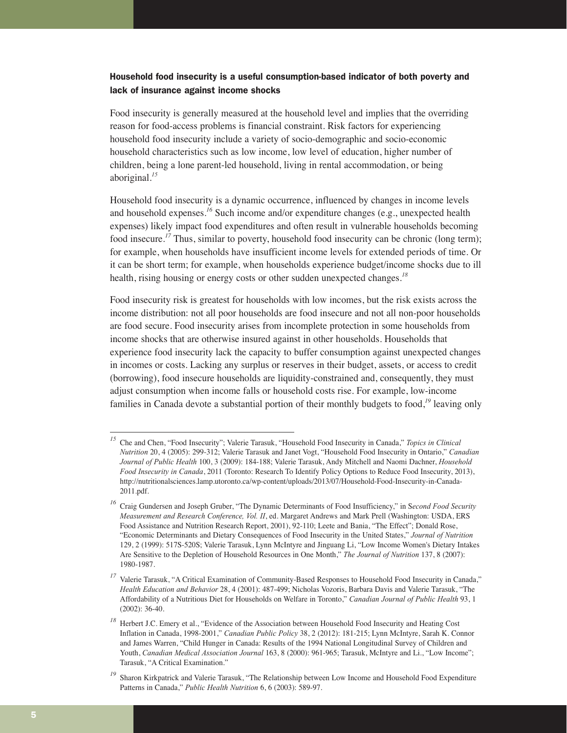### Household food insecurity is a useful consumption-based indicator of both poverty and lack of insurance against income shocks

Food insecurity is generally measured at the household level and implies that the overriding reason for food-access problems is financial constraint. Risk factors for experiencing household food insecurity include a variety of socio-demographic and socio-economic household characteristics such as low income, low level of education, higher number of children, being a lone parent-led household, living in rental accommodation, or being aboriginal.[15]

Household food insecurity is a dynamic occurrence, influenced by changes in income levels and household expenses.[16] Such income and/or expenditure changes (e.g., unexpected health expenses) likely impact food expenditures and often result in vulnerable households becoming food insecure.[17] Thus, similar to poverty, household food insecurity can be chronic (long term); for example, when households have insufficient income levels for extended periods of time. Or it can be short term; for example, when households experience budget/income shocks due to ill health, rising housing or energy costs or other sudden unexpected changes.[18]

Food insecurity risk is greatest for households with low incomes, but the risk exists across the income distribution: not all poor households are food insecure and not all non-poor households are food secure. Food insecurity arises from incomplete protection in some households from income shocks that are otherwise insured against in other households. Households that experience food insecurity lack the capacity to buffer consumption against unexpected changes in incomes or costs. Lacking any surplus or reserves in their budget, assets, or access to credit (borrowing), food insecure households are liquidity-constrained and, consequently, they must adjust consumption when income falls or household costs rise. For example, low-income families in Canada devote a substantial portion of their monthly budgets to food,[19] leaving only

---

[15] Che and Chen, "Food Insecurity"; Valerie Tarasuk, "Household Food Insecurity in Canada," *Topics in Clinical Nutrition* 20, 4 (2005): 299-312; Valerie Tarasuk and Janet Vogt, "Household Food Insecurity in Ontario," *Canadian Journal of Public Health* 100, 3 (2009): 184-188; Valerie Tarasuk, Andy Mitchell and Naomi Dachner, *Household Food Insecurity in Canada*, 2011 (Toronto: Research To Identify Policy Options to Reduce Food Insecurity, 2013), http://nutritionalsciences.lamp.utoronto.ca/wp-content/uploads/2013/07/Household-Food-Insecurity-in-Canada-2011.pdf.

[16] Craig Gundersen and Joseph Gruber, "The Dynamic Determinants of Food Insufficiency," in *Second Food Security Measurement and Research Conference, Vol. II*, ed. Margaret Andrews and Mark Prell (Washington: USDA, ERS Food Assistance and Nutrition Research Report, 2001), 92-110; Leete and Bania, "The Effect"; Donald Rose, "Economic Determinants and Dietary Consequences of Food Insecurity in the United States," *Journal of Nutrition* 129, 2 (1999): 517S-520S; Valerie Tarasuk, Lynn McIntyre and Jinguang Li, "Low Income Women's Dietary Intakes Are Sensitive to the Depletion of Household Resources in One Month," *The Journal of Nutrition* 137, 8 (2007): 1980-1987.

[17] Valerie Tarasuk, "A Critical Examination of Community-Based Responses to Household Food Insecurity in Canada," *Health Education and Behavior* 28, 4 (2001): 487-499; Nicholas Vozoris, Barbara Davis and Valerie Tarasuk, "The Affordability of a Nutritious Diet for Households on Welfare in Toronto," *Canadian Journal of Public Health* 93, 1 (2002): 36-40.

[18] Herbert J.C. Emery et al., "Evidence of the Association between Household Food Insecurity and Heating Cost Inflation in Canada, 1998-2001," *Canadian Public Policy* 38, 2 (2012): 181-215; Lynn McIntyre, Sarah K. Connor and James Warren, "Child Hunger in Canada: Results of the 1994 National Longitudinal Survey of Children and Youth, *Canadian Medical Association Journal* 163, 8 (2000): 961-965; Tarasuk, McIntyre and Li., "Low Income"; Tarasuk, "A Critical Examination."

[19] Sharon Kirkpatrick and Valerie Tarasuk, "The Relationship between Low Income and Household Food Expenditure Patterns in Canada," *Public Health Nutrition* 6, 6 (2003): 589-97.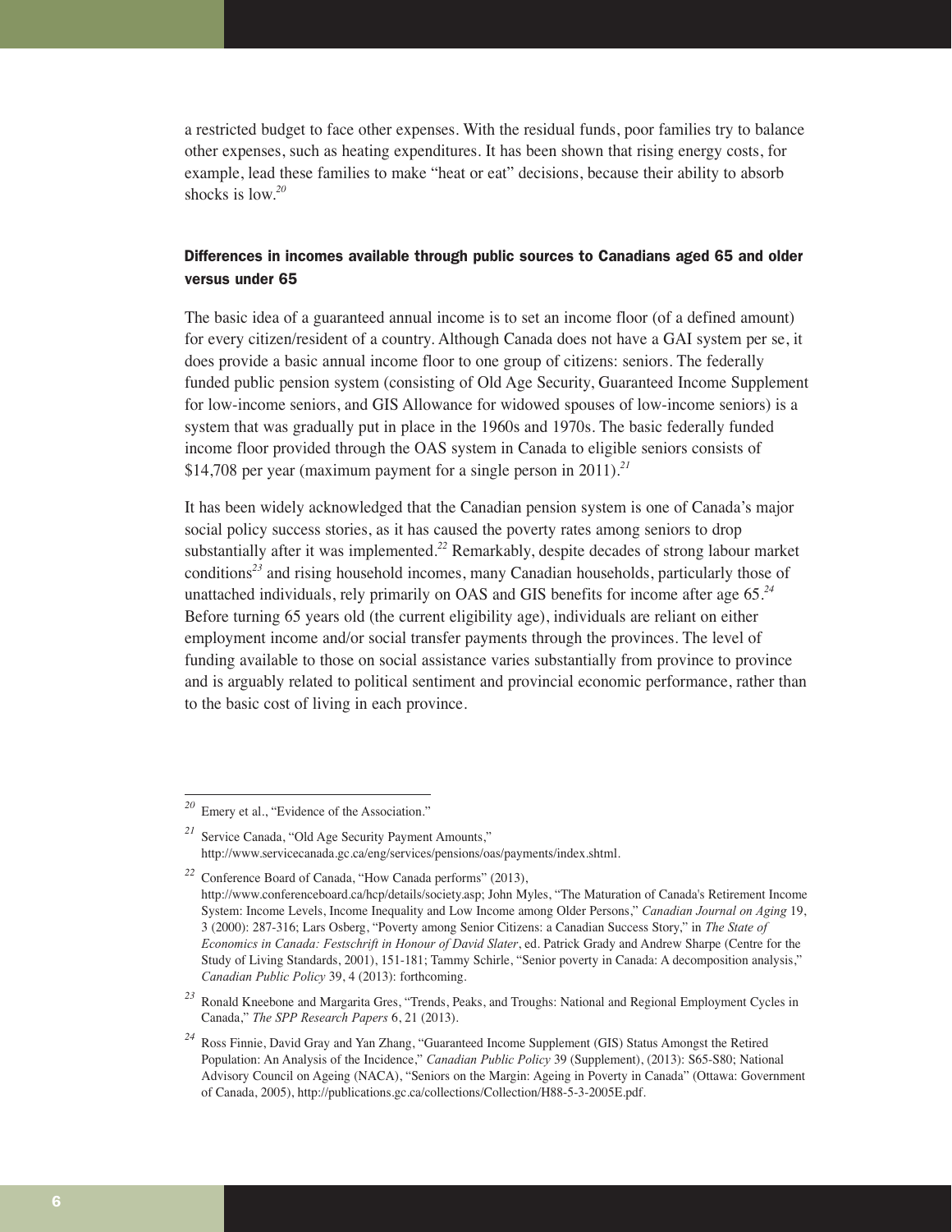a restricted budget to face other expenses. With the residual funds, poor families try to balance other expenses, such as heating expenditures. It has been shown that rising energy costs, for example, lead these families to make "heat or eat" decisions, because their ability to absorb shocks is low.[20]

### Differences in incomes available through public sources to Canadians aged 65 and older versus under 65

The basic idea of a guaranteed annual income is to set an income floor (of a defined amount) for every citizen/resident of a country. Although Canada does not have a GAI system per se, it does provide a basic annual income floor to one group of citizens: seniors. The federally funded public pension system (consisting of Old Age Security, Guaranteed Income Supplement for low-income seniors, and GIS Allowance for widowed spouses of low-income seniors) is a system that was gradually put in place in the 1960s and 1970s. The basic federally funded income floor provided through the OAS system in Canada to eligible seniors consists of $14,708 per year (maximum payment for a single person in 2011).[21]

It has been widely acknowledged that the Canadian pension system is one of Canada's major social policy success stories, as it has caused the poverty rates among seniors to drop substantially after it was implemented.[22] Remarkably, despite decades of strong labour market conditions[23] and rising household incomes, many Canadian households, particularly those of unattached individuals, rely primarily on OAS and GIS benefits for income after age 65.[24] Before turning 65 years old (the current eligibility age), individuals are reliant on either employment income and/or social transfer payments through the provinces. The level of funding available to those on social assistance varies substantially from province to province and is arguably related to political sentiment and provincial economic performance, rather than to the basic cost of living in each province.

---

[20] Emery et al., "Evidence of the Association."

[21] Service Canada, "Old Age Security Payment Amounts," http://www.servicecanada.gc.ca/eng/services/pensions/oas/payments/index.shtml.

[22] Conference Board of Canada, "How Canada performs" (2013), http://www.conferenceboard.ca/hcp/details/society.asp; John Myles, "The Maturation of Canada's Retirement Income System: Income Levels, Income Inequality and Low Income among Older Persons," *Canadian Journal on Aging* 19, 3 (2000): 287-316; Lars Osberg, "Poverty among Senior Citizens: a Canadian Success Story," in *The State of Economics in Canada: Festschrift in Honour of David Slater*, ed. Patrick Grady and Andrew Sharpe (Centre for the Study of Living Standards, 2001), 151-181; Tammy Schirle, "Senior poverty in Canada: A decomposition analysis," *Canadian Public Policy* 39, 4 (2013): forthcoming.

[23] Ronald Kneebone and Margarita Gres, "Trends, Peaks, and Troughs: National and Regional Employment Cycles in Canada," *The SPP Research Papers* 6, 21 (2013).

[24] Ross Finnie, David Gray and Yan Zhang, "Guaranteed Income Supplement (GIS) Status Amongst the Retired Population: An Analysis of the Incidence," *Canadian Public Policy* 39 (Supplement), (2013): S65-S80; National Advisory Council on Ageing (NACA), "Seniors on the Margin: Ageing in Poverty in Canada" (Ottawa: Government of Canada, 2005), http://publications.gc.ca/collections/Collection/H88-5-3-2005E.pdf.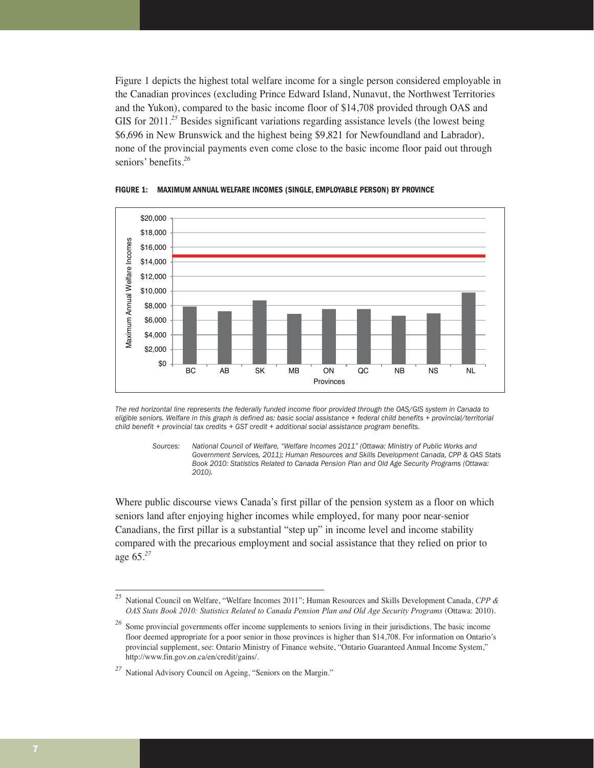Figure 1 depicts the highest total welfare income for a single person considered employable in the Canadian provinces (excluding Prince Edward Island, Nunavut, the Northwest Territories and the Yukon), compared to the basic income floor of $14,708 provided through OAS and GIS for 2011.[25] Besides significant variations regarding assistance levels (the lowest being $6,696 in New Brunswick and the highest being $9,821 for Newfoundland and Labrador), none of the provincial payments even come close to the basic income floor paid out through seniors' benefits.[26]

**FIGURE 1: MAXIMUM ANNUAL WELFARE INCOMES (SINGLE, EMPLOYABLE PERSON) BY PROVINCE**

*The red horizontal line represents the federally funded income floor provided through the OAS/GIS system in Canada to eligible seniors. Welfare in this graph is defined as: basic social assistance + federal child benefits + provincial/territorial child benefit + provincial tax credits + GST credit + additional social assistance program benefits.*

*Sources: National Council of Welfare, "Welfare Incomes 2011" (Ottawa: Ministry of Public Works and Government Services, 2011); Human Resources and Skills Development Canada, CPP & OAS Stats Book 2010: Statistics Related to Canada Pension Plan and Old Age Security Programs (Ottawa: 2010).*

Where public discourse views Canada's first pillar of the pension system as a floor on which seniors land after enjoying higher incomes while employed, for many poor near-senior Canadians, the first pillar is a substantial "step up" in income level and income stability compared with the precarious employment and social assistance that they relied on prior to age 65.[27]

---

[25] National Council on Welfare, "Welfare Incomes 2011"; Human Resources and Skills Development Canada, *CPP & OAS Stats Book 2010: Statistics Related to Canada Pension Plan and Old Age Security Programs* (Ottawa: 2010).

[26] Some provincial governments offer income supplements to seniors living in their jurisdictions. The basic income floor deemed appropriate for a poor senior in those provinces is higher than $14,708. For information on Ontario's provincial supplement, see: Ontario Ministry of Finance website, "Ontario Guaranteed Annual Income System," http://www.fin.gov.on.ca/en/credit/gains/.

[27] National Advisory Council on Ageing, "Seniors on the Margin."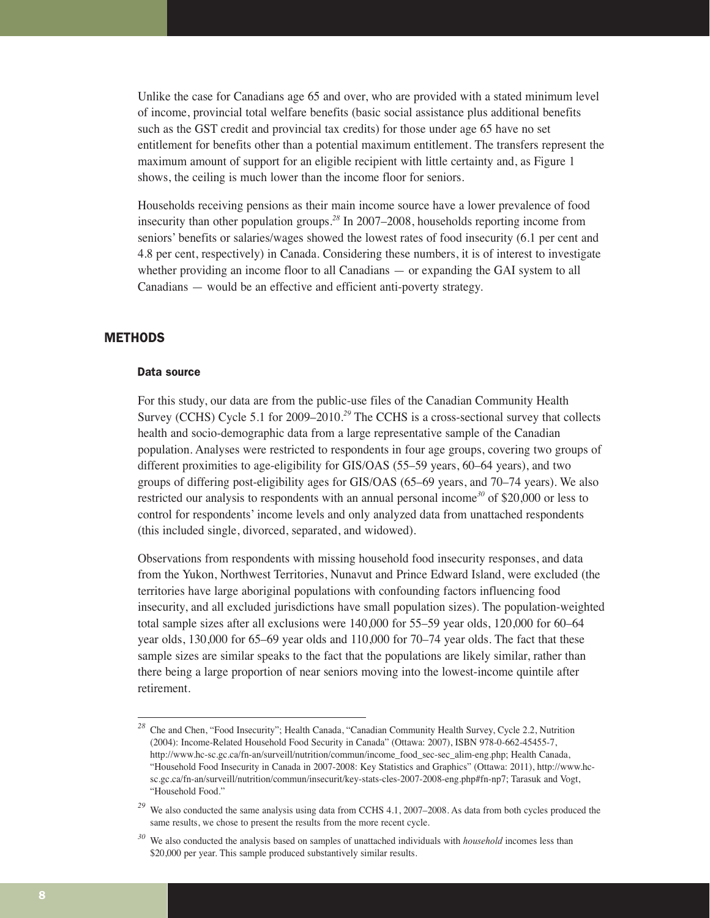Unlike the case for Canadians age 65 and over, who are provided with a stated minimum level of income, provincial total welfare benefits (basic social assistance plus additional benefits such as the GST credit and provincial tax credits) for those under age 65 have no set entitlement for benefits other than a potential maximum entitlement. The transfers represent the maximum amount of support for an eligible recipient with little certainty and, as Figure 1 shows, the ceiling is much lower than the income floor for seniors.

Households receiving pensions as their main income source have a lower prevalence of food insecurity than other population groups.[28] In 2007–2008, households reporting income from seniors' benefits or salaries/wages showed the lowest rates of food insecurity (6.1 per cent and 4.8 per cent, respectively) in Canada. Considering these numbers, it is of interest to investigate whether providing an income floor to all Canadians — or expanding the GAI system to all Canadians — would be an effective and efficient anti-poverty strategy.

## METHODS

### Data source

For this study, our data are from the public-use files of the Canadian Community Health Survey (CCHS) Cycle 5.1 for 2009–2010.[29] The CCHS is a cross-sectional survey that collects health and socio-demographic data from a large representative sample of the Canadian population. Analyses were restricted to respondents in four age groups, covering two groups of different proximities to age-eligibility for GIS/OAS (55–59 years, 60–64 years), and two groups of differing post-eligibility ages for GIS/OAS (65–69 years, and 70–74 years). We also restricted our analysis to respondents with an annual personal income[30] of $20,000 or less to control for respondents' income levels and only analyzed data from unattached respondents (this included single, divorced, separated, and widowed).

Observations from respondents with missing household food insecurity responses, and data from the Yukon, Northwest Territories, Nunavut and Prince Edward Island, were excluded (the territories have large aboriginal populations with confounding factors influencing food insecurity, and all excluded jurisdictions have small population sizes). The population-weighted total sample sizes after all exclusions were 140,000 for 55–59 year olds, 120,000 for 60–64 year olds, 130,000 for 65–69 year olds and 110,000 for 70–74 year olds. The fact that these sample sizes are similar speaks to the fact that the populations are likely similar, rather than there being a large proportion of near seniors moving into the lowest-income quintile after retirement.

---

[28] Che and Chen, "Food Insecurity"; Health Canada, "Canadian Community Health Survey, Cycle 2.2, Nutrition (2004): Income-Related Household Food Security in Canada" (Ottawa: 2007), ISBN 978-0-662-45455-7, http://www.hc-sc.gc.ca/fn-an/surveill/nutrition/commun/income_food_sec-sec_alim-eng.php; Health Canada, "Household Food Insecurity in Canada in 2007-2008: Key Statistics and Graphics" (Ottawa: 2011), http://www.hc-sc.gc.ca/fn-an/surveill/nutrition/commun/insecurit/key-stats-cles-2007-2008-eng.php#fn-np7; Tarasuk and Vogt, "Household Food."

[29] We also conducted the same analysis using data from CCHS 4.1, 2007–2008. As data from both cycles produced the same results, we chose to present the results from the more recent cycle.

[30] We also conducted the analysis based on samples of unattached individuals with *household* incomes less than $20,000 per year. This sample produced substantively similar results.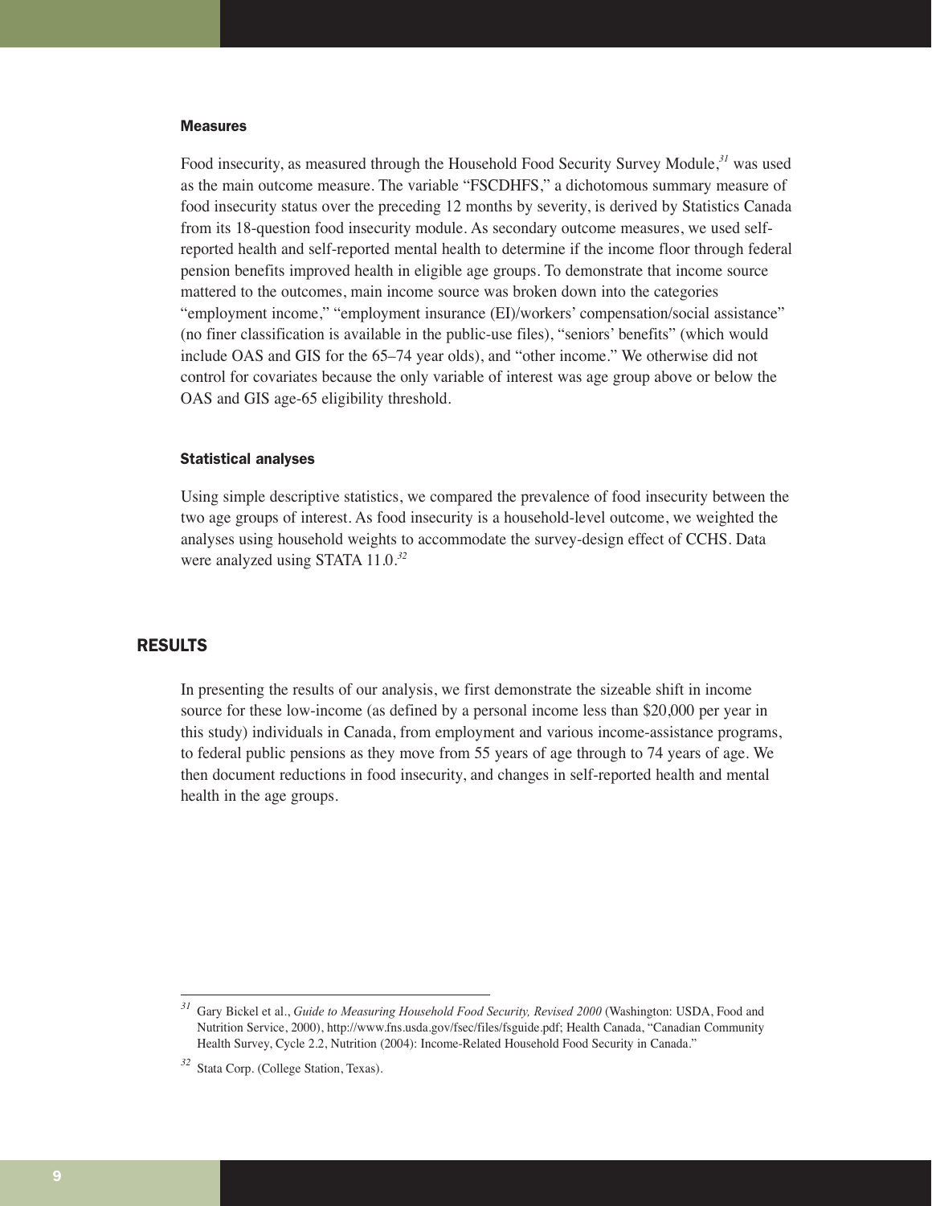### Measures

Food insecurity, as measured through the Household Food Security Survey Module,[31] was used as the main outcome measure. The variable "FSCDHFS," a dichotomous summary measure of food insecurity status over the preceding 12 months by severity, is derived by Statistics Canada from its 18-question food insecurity module. As secondary outcome measures, we used self-reported health and self-reported mental health to determine if the income floor through federal pension benefits improved health in eligible age groups. To demonstrate that income source mattered to the outcomes, main income source was broken down into the categories "employment income," "employment insurance (EI)/workers' compensation/social assistance" (no finer classification is available in the public-use files), "seniors' benefits" (which would include OAS and GIS for the 65–74 year olds), and "other income." We otherwise did not control for covariates because the only variable of interest was age group above or below the OAS and GIS age-65 eligibility threshold.

### Statistical analyses

Using simple descriptive statistics, we compared the prevalence of food insecurity between the two age groups of interest. As food insecurity is a household-level outcome, we weighted the analyses using household weights to accommodate the survey-design effect of CCHS. Data were analyzed using STATA 11.0.[32]

## RESULTS

In presenting the results of our analysis, we first demonstrate the sizeable shift in income source for these low-income (as defined by a personal income less than $20,000 per year in this study) individuals in Canada, from employment and various income-assistance programs, to federal public pensions as they move from 55 years of age through to 74 years of age. We then document reductions in food insecurity, and changes in self-reported health and mental health in the age groups.

---

[31] Gary Bickel et al., *Guide to Measuring Household Food Security, Revised 2000* (Washington: USDA, Food and Nutrition Service, 2000), http://www.fns.usda.gov/fsec/files/fsguide.pdf; Health Canada, "Canadian Community Health Survey, Cycle 2.2, Nutrition (2004): Income-Related Household Food Security in Canada."

[32] Stata Corp. (College Station, Texas).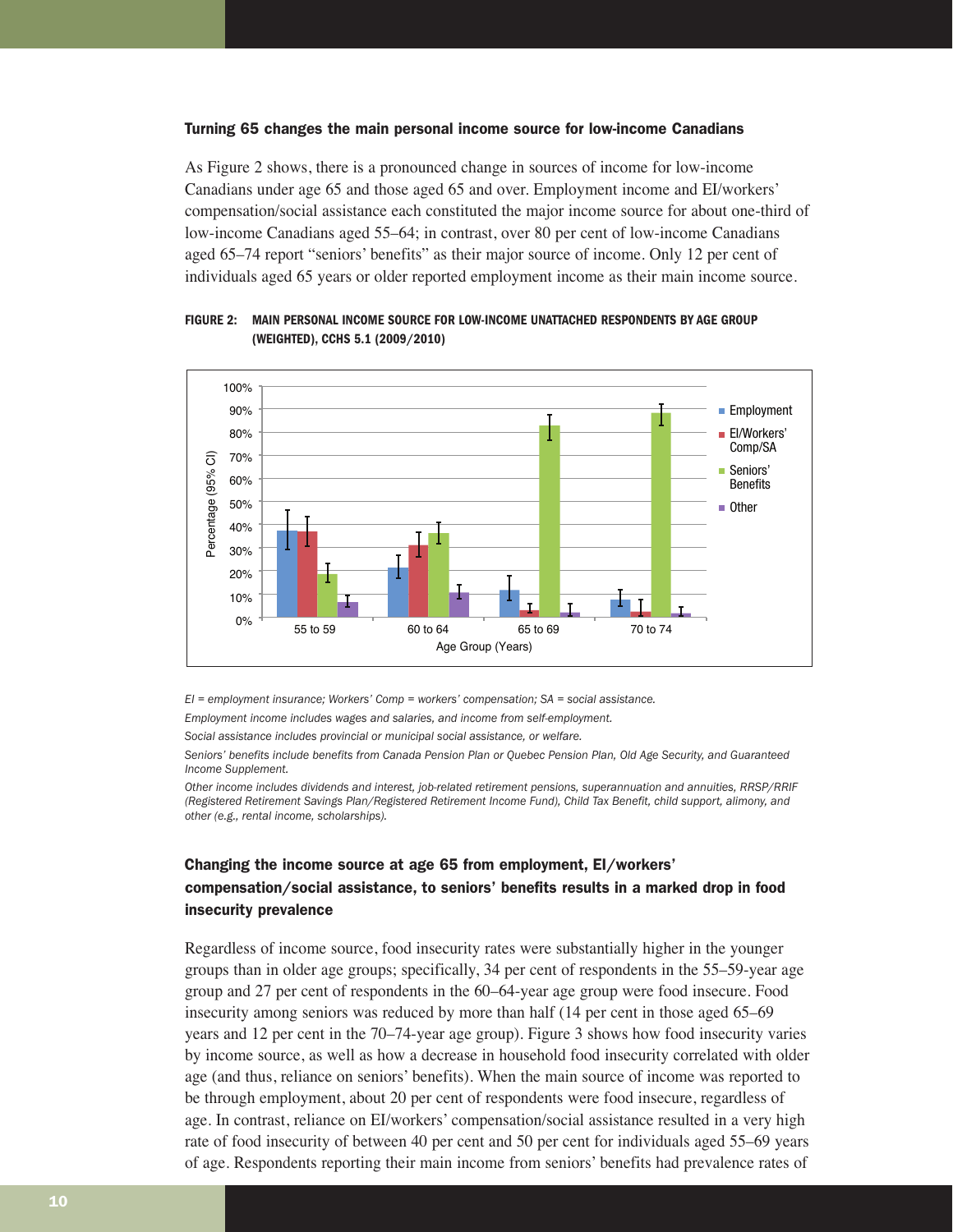### Turning 65 changes the main personal income source for low-income Canadians

As Figure 2 shows, there is a pronounced change in sources of income for low-income Canadians under age 65 and those aged 65 and over. Employment income and EI/workers' compensation/social assistance each constituted the major income source for about one-third of low-income Canadians aged 55–64; in contrast, over 80 per cent of low-income Canadians aged 65–74 report "seniors' benefits" as their major source of income. Only 12 per cent of individuals aged 65 years or older reported employment income as their main income source.

**FIGURE 2: MAIN PERSONAL INCOME SOURCE FOR LOW-INCOME UNATTACHED RESPONDENTS BY AGE GROUP (WEIGHTED), CCHS 5.1 (2009/2010)**

*EI = employment insurance; Workers' Comp = workers' compensation; SA = social assistance.*

*Employment income includes wages and salaries, and income from self-employment.*

*Social assistance includes provincial or municipal social assistance, or welfare.*

*Seniors' benefits include benefits from Canada Pension Plan or Quebec Pension Plan, Old Age Security, and Guaranteed Income Supplement.*

*Other income includes dividends and interest, job-related retirement pensions, superannuation and annuities, RRSP/RRIF (Registered Retirement Savings Plan/Registered Retirement Income Fund), Child Tax Benefit, child support, alimony, and other (e.g., rental income, scholarships).*

### Changing the income source at age 65 from employment, EI/workers' compensation/social assistance, to seniors' benefits results in a marked drop in food insecurity prevalence

Regardless of income source, food insecurity rates were substantially higher in the younger groups than in older age groups; specifically, 34 per cent of respondents in the 55–59-year age group and 27 per cent of respondents in the 60–64-year age group were food insecure. Food insecurity among seniors was reduced by more than half (14 per cent in those aged 65–69 years and 12 per cent in the 70–74-year age group). Figure 3 shows how food insecurity varies by income source, as well as how a decrease in household food insecurity correlated with older age (and thus, reliance on seniors' benefits). When the main source of income was reported to be through employment, about 20 per cent of respondents were food insecure, regardless of age. In contrast, reliance on EI/workers' compensation/social assistance resulted in a very high rate of food insecurity of between 40 per cent and 50 per cent for individuals aged 55–69 years of age. Respondents reporting their main income from seniors' benefits had prevalence rates of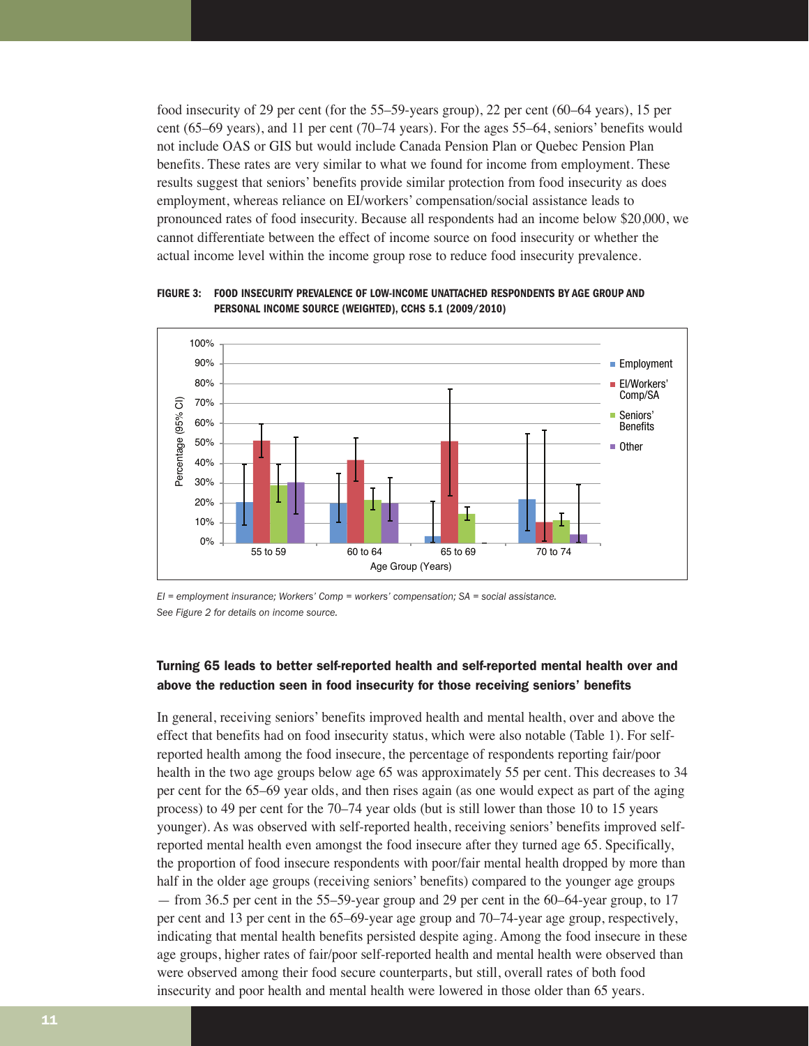food insecurity of 29 per cent (for the 55–59-years group), 22 per cent (60–64 years), 15 per cent (65–69 years), and 11 per cent (70–74 years). For the ages 55–64, seniors' benefits would not include OAS or GIS but would include Canada Pension Plan or Quebec Pension Plan benefits. These rates are very similar to what we found for income from employment. These results suggest that seniors' benefits provide similar protection from food insecurity as does employment, whereas reliance on EI/workers' compensation/social assistance leads to pronounced rates of food insecurity. Because all respondents had an income below $20,000, we cannot differentiate between the effect of income source on food insecurity or whether the actual income level within the income group rose to reduce food insecurity prevalence.

**FIGURE 3: FOOD INSECURITY PREVALENCE OF LOW-INCOME UNATTACHED RESPONDENTS BY AGE GROUP AND PERSONAL INCOME SOURCE (WEIGHTED), CCHS 5.1 (2009/2010)**

*EI = employment insurance; Workers' Comp = workers' compensation; SA = social assistance.*
*See Figure 2 for details on income source.*

### Turning 65 leads to better self-reported health and self-reported mental health over and above the reduction seen in food insecurity for those receiving seniors' benefits

In general, receiving seniors' benefits improved health and mental health, over and above the effect that benefits had on food insecurity status, which were also notable (Table 1). For self-reported health among the food insecure, the percentage of respondents reporting fair/poor health in the two age groups below age 65 was approximately 55 per cent. This decreases to 34 per cent for the 65–69 year olds, and then rises again (as one would expect as part of the aging process) to 49 per cent for the 70–74 year olds (but is still lower than those 10 to 15 years younger). As was observed with self-reported health, receiving seniors' benefits improved self-reported mental health even amongst the food insecure after they turned age 65. Specifically, the proportion of food insecure respondents with poor/fair mental health dropped by more than half in the older age groups (receiving seniors' benefits) compared to the younger age groups — from 36.5 per cent in the 55–59-year group and 29 per cent in the 60–64-year group, to 17 per cent and 13 per cent in the 65–69-year age group and 70–74-year age group, respectively, indicating that mental health benefits persisted despite aging. Among the food insecure in these age groups, higher rates of fair/poor self-reported health and mental health were observed than were observed among their food secure counterparts, but still, overall rates of both food insecurity and poor health and mental health were lowered in those older than 65 years.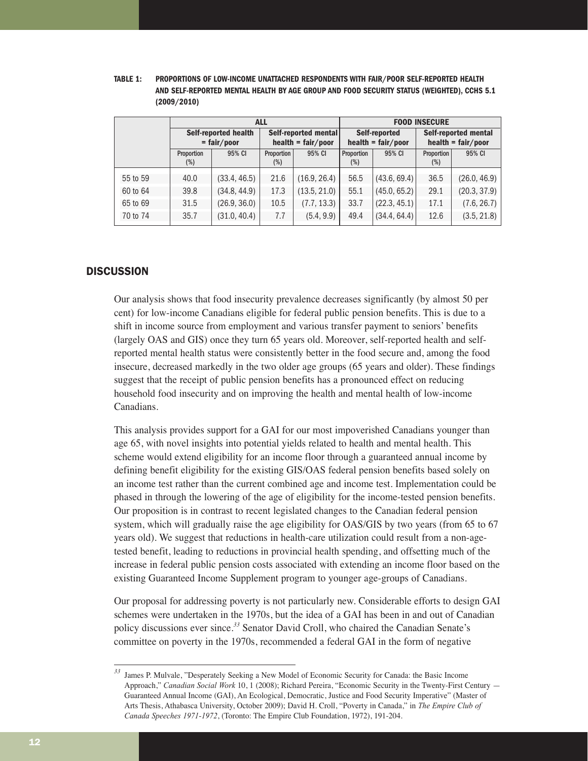**TABLE 1: PROPORTIONS OF LOW-INCOME UNATTACHED RESPONDENTS WITH FAIR/POOR SELF-REPORTED HEALTH AND SELF-REPORTED MENTAL HEALTH BY AGE GROUP AND FOOD SECURITY STATUS (WEIGHTED), CCHS 5.1 (2009/2010)**

| | ALL | | | | FOOD INSECURE | | | |
|---|---|---|---|---|---|---|---|---|
| | Self-reported health = fair/poor | | Self-reported mental health = fair/poor | | Self-reported health = fair/poor | | Self-reported mental health = fair/poor | |
| | Proportion (%) | 95% CI | Proportion (%) | 95% CI | Proportion (%) | 95% CI | Proportion (%) | 95% CI |
| 55 to 59 | 40.0 | (33.4, 46.5) | 21.6 | (16.9, 26.4) | 56.5 | (43.6, 69.4) | 36.5 | (26.0, 46.9) |
| 60 to 64 | 39.8 | (34.8, 44.9) | 17.3 | (13.5, 21.0) | 55.1 | (45.0, 65.2) | 29.1 | (20.3, 37.9) |
| 65 to 69 | 31.5 | (26.9, 36.0) | 10.5 | (7.7, 13.3) | 33.7 | (22.3, 45.1) | 17.1 | (7.6, 26.7) |
| 70 to 74 | 35.7 | (31.0, 40.4) | 7.7 | (5.4, 9.9) | 49.4 | (34.4, 64.4) | 12.6 | (3.5, 21.8) |

## DISCUSSION

Our analysis shows that food insecurity prevalence decreases significantly (by almost 50 per cent) for low-income Canadians eligible for federal public pension benefits. This is due to a shift in income source from employment and various transfer payment to seniors' benefits (largely OAS and GIS) once they turn 65 years old. Moreover, self-reported health and self-reported mental health status were consistently better in the food secure and, among the food insecure, decreased markedly in the two older age groups (65 years and older). These findings suggest that the receipt of public pension benefits has a pronounced effect on reducing household food insecurity and on improving the health and mental health of low-income Canadians.

This analysis provides support for a GAI for our most impoverished Canadians younger than age 65, with novel insights into potential yields related to health and mental health. This scheme would extend eligibility for an income floor through a guaranteed annual income by defining benefit eligibility for the existing GIS/OAS federal pension benefits based solely on an income test rather than the current combined age and income test. Implementation could be phased in through the lowering of the age of eligibility for the income-tested pension benefits. Our proposition is in contrast to recent legislated changes to the Canadian federal pension system, which will gradually raise the age eligibility for OAS/GIS by two years (from 65 to 67 years old). We suggest that reductions in health-care utilization could result from a non-age-tested benefit, leading to reductions in provincial health spending, and offsetting much of the increase in federal public pension costs associated with extending an income floor based on the existing Guaranteed Income Supplement program to younger age-groups of Canadians.

Our proposal for addressing poverty is not particularly new. Considerable efforts to design GAI schemes were undertaken in the 1970s, but the idea of a GAI has been in and out of Canadian policy discussions ever since.[33] Senator David Croll, who chaired the Canadian Senate's committee on poverty in the 1970s, recommended a federal GAI in the form of negative

---

[33] James P. Mulvale, "Desperately Seeking a New Model of Economic Security for Canada: the Basic Income Approach," *Canadian Social Work* 10, 1 (2008); Richard Pereira, "Economic Security in the Twenty-First Century — Guaranteed Annual Income (GAI), An Ecological, Democratic, Justice and Food Security Imperative" (Master of Arts Thesis, Athabasca University, October 2009); David H. Croll, "Poverty in Canada," in *The Empire Club of Canada Speeches 1971-1972*, (Toronto: The Empire Club Foundation, 1972), 191-204.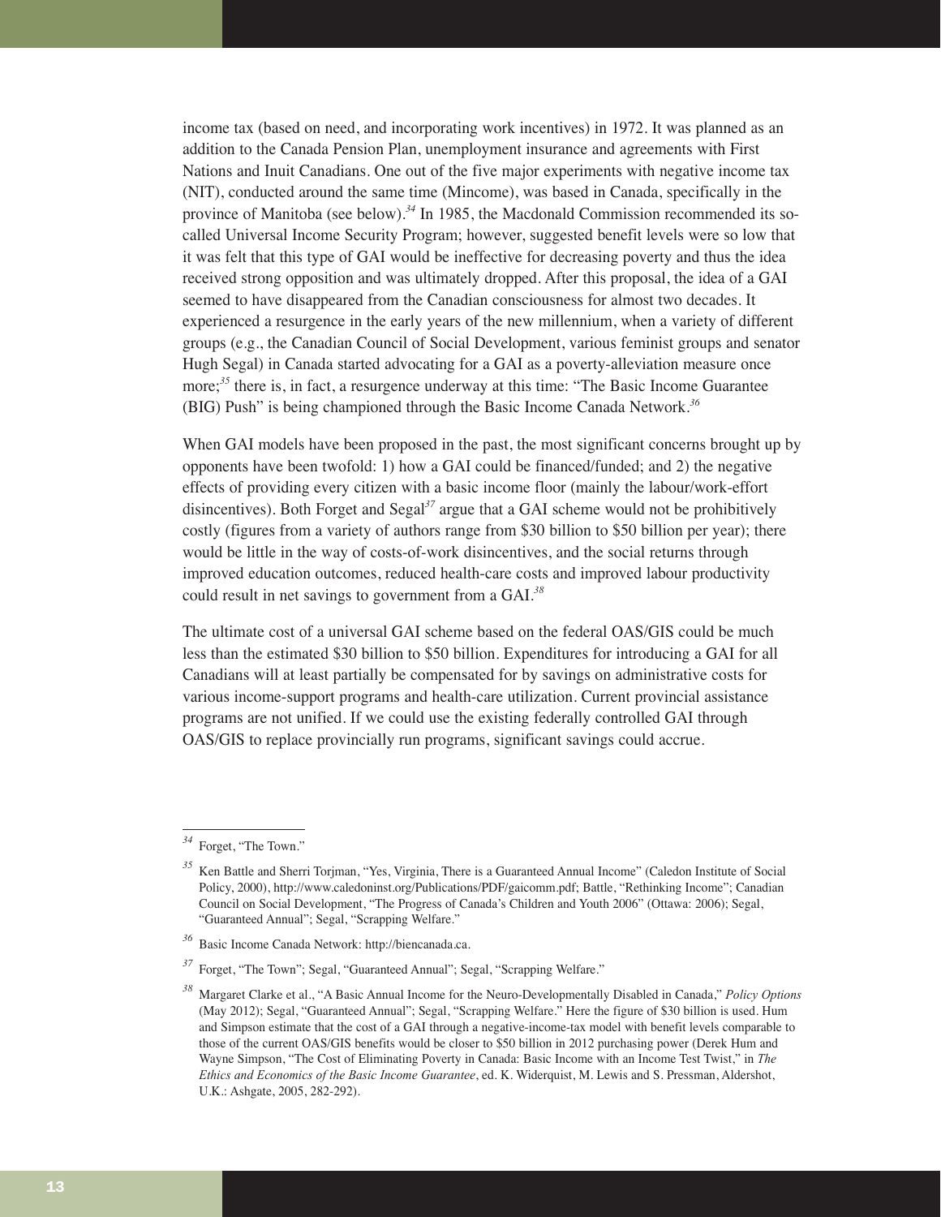income tax (based on need, and incorporating work incentives) in 1972. It was planned as an addition to the Canada Pension Plan, unemployment insurance and agreements with First Nations and Inuit Canadians. One out of the five major experiments with negative income tax (NIT), conducted around the same time (Mincome), was based in Canada, specifically in the province of Manitoba (see below).[34] In 1985, the Macdonald Commission recommended its so-called Universal Income Security Program; however, suggested benefit levels were so low that it was felt that this type of GAI would be ineffective for decreasing poverty and thus the idea received strong opposition and was ultimately dropped. After this proposal, the idea of a GAI seemed to have disappeared from the Canadian consciousness for almost two decades. It experienced a resurgence in the early years of the new millennium, when a variety of different groups (e.g., the Canadian Council of Social Development, various feminist groups and senator Hugh Segal) in Canada started advocating for a GAI as a poverty-alleviation measure once more;[35] there is, in fact, a resurgence underway at this time: "The Basic Income Guarantee (BIG) Push" is being championed through the Basic Income Canada Network.[36]

When GAI models have been proposed in the past, the most significant concerns brought up by opponents have been twofold: 1) how a GAI could be financed/funded; and 2) the negative effects of providing every citizen with a basic income floor (mainly the labour/work-effort disincentives). Both Forget and Segal[37] argue that a GAI scheme would not be prohibitively costly (figures from a variety of authors range from \$30 billion to \$50 billion per year); there would be little in the way of costs-of-work disincentives, and the social returns through improved education outcomes, reduced health-care costs and improved labour productivity could result in net savings to government from a GAI.[38]

The ultimate cost of a universal GAI scheme based on the federal OAS/GIS could be much less than the estimated \$30 billion to \$50 billion. Expenditures for introducing a GAI for all Canadians will at least partially be compensated for by savings on administrative costs for various income-support programs and health-care utilization. Current provincial assistance programs are not unified. If we could use the existing federally controlled GAI through OAS/GIS to replace provincially run programs, significant savings could accrue.

---

[34] Forget, "The Town."

[35] Ken Battle and Sherri Torjman, "Yes, Virginia, There is a Guaranteed Annual Income" (Caledon Institute of Social Policy, 2000), http://www.caledoninst.org/Publications/PDF/gaicomm.pdf; Battle, "Rethinking Income"; Canadian Council on Social Development, "The Progress of Canada's Children and Youth 2006" (Ottawa: 2006); Segal, "Guaranteed Annual"; Segal, "Scrapping Welfare."

[36] Basic Income Canada Network: http://biencanada.ca.

[37] Forget, "The Town"; Segal, "Guaranteed Annual"; Segal, "Scrapping Welfare."

[38] Margaret Clarke et al., "A Basic Annual Income for the Neuro-Developmentally Disabled in Canada," *Policy Options* (May 2012); Segal, "Guaranteed Annual"; Segal, "Scrapping Welfare." Here the figure of \$30 billion is used. Hum and Simpson estimate that the cost of a GAI through a negative-income-tax model with benefit levels comparable to those of the current OAS/GIS benefits would be closer to \$50 billion in 2012 purchasing power (Derek Hum and Wayne Simpson, "The Cost of Eliminating Poverty in Canada: Basic Income with an Income Test Twist," in *The Ethics and Economics of the Basic Income Guarantee*, ed. K. Widerquist, M. Lewis and S. Pressman, Aldershot, U.K.: Ashgate, 2005, 282-292).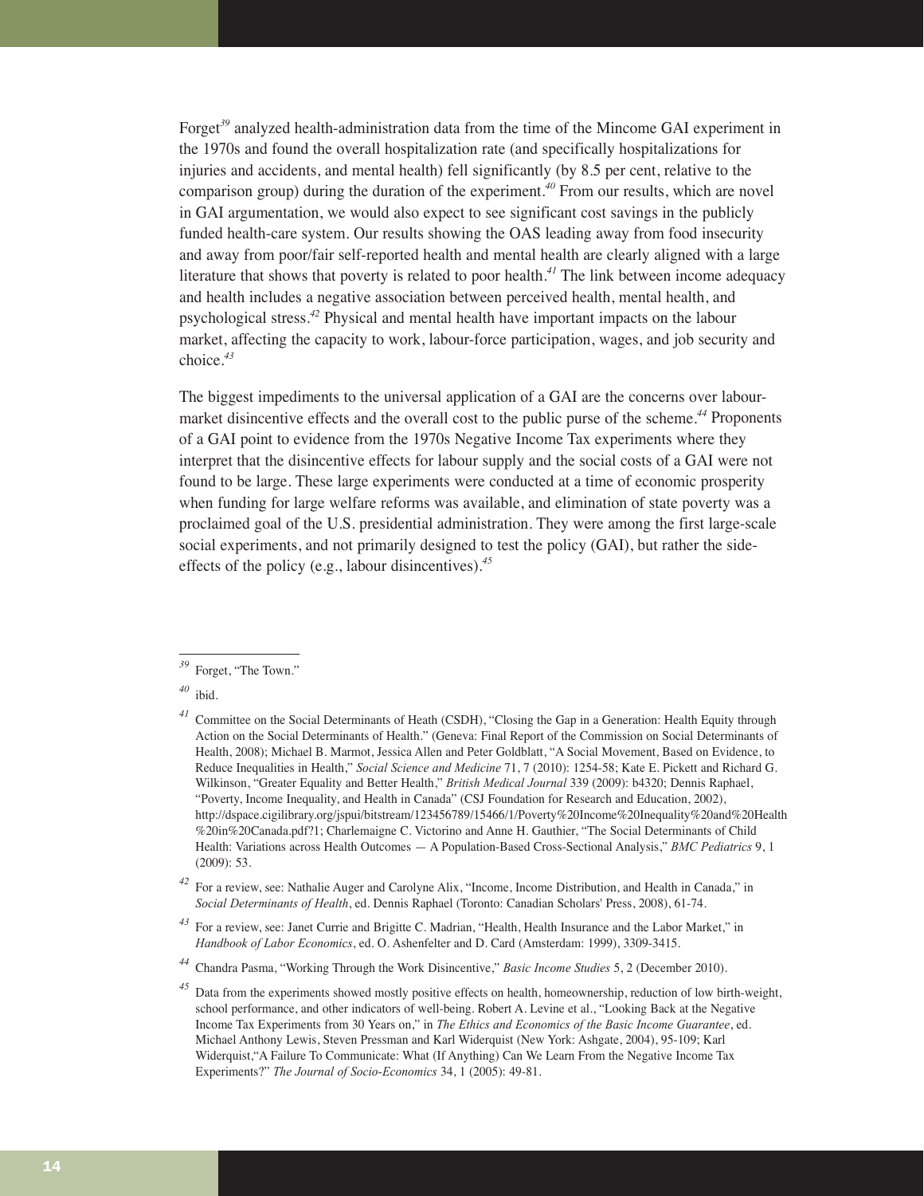Forget[39] analyzed health-administration data from the time of the Mincome GAI experiment in the 1970s and found the overall hospitalization rate (and specifically hospitalizations for injuries and accidents, and mental health) fell significantly (by 8.5 per cent, relative to the comparison group) during the duration of the experiment.[40] From our results, which are novel in GAI argumentation, we would also expect to see significant cost savings in the publicly funded health-care system. Our results showing the OAS leading away from food insecurity and away from poor/fair self-reported health and mental health are clearly aligned with a large literature that shows that poverty is related to poor health.[41] The link between income adequacy and health includes a negative association between perceived health, mental health, and psychological stress.[42] Physical and mental health have important impacts on the labour market, affecting the capacity to work, labour-force participation, wages, and job security and choice.[43]

The biggest impediments to the universal application of a GAI are the concerns over labour-market disincentive effects and the overall cost to the public purse of the scheme.[44] Proponents of a GAI point to evidence from the 1970s Negative Income Tax experiments where they interpret that the disincentive effects for labour supply and the social costs of a GAI were not found to be large. These large experiments were conducted at a time of economic prosperity when funding for large welfare reforms was available, and elimination of state poverty was a proclaimed goal of the U.S. presidential administration. They were among the first large-scale social experiments, and not primarily designed to test the policy (GAI), but rather the side-effects of the policy (e.g., labour disincentives).[45]

---

[39] Forget, "The Town."

[40] ibid.

[41] Committee on the Social Determinants of Heath (CSDH), "Closing the Gap in a Generation: Health Equity through Action on the Social Determinants of Health." (Geneva: Final Report of the Commission on Social Determinants of Health, 2008); Michael B. Marmot, Jessica Allen and Peter Goldblatt, "A Social Movement, Based on Evidence, to Reduce Inequalities in Health," *Social Science and Medicine* 71, 7 (2010): 1254-58; Kate E. Pickett and Richard G. Wilkinson, "Greater Equality and Better Health," *British Medical Journal* 339 (2009): b4320; Dennis Raphael, "Poverty, Income Inequality, and Health in Canada" (CSJ Foundation for Research and Education, 2002), http://dspace.cigilibrary.org/jspui/bitstream/123456789/15466/1/Poverty%20Income%20Inequality%20and%20Health%20in%20Canada.pdf?1; Charlemaigne C. Victorino and Anne H. Gauthier, "The Social Determinants of Child Health: Variations across Health Outcomes — A Population-Based Cross-Sectional Analysis," *BMC Pediatrics* 9, 1 (2009): 53.

[42] For a review, see: Nathalie Auger and Carolyne Alix, "Income, Income Distribution, and Health in Canada," in *Social Determinants of Health*, ed. Dennis Raphael (Toronto: Canadian Scholars' Press, 2008), 61-74.

[43] For a review, see: Janet Currie and Brigitte C. Madrian, "Health, Health Insurance and the Labor Market," in *Handbook of Labor Economics*, ed. O. Ashenfelter and D. Card (Amsterdam: 1999), 3309-3415.

[44] Chandra Pasma, "Working Through the Work Disincentive," *Basic Income Studies* 5, 2 (December 2010).

[45] Data from the experiments showed mostly positive effects on health, homeownership, reduction of low birth-weight, school performance, and other indicators of well-being. Robert A. Levine et al., "Looking Back at the Negative Income Tax Experiments from 30 Years on," in *The Ethics and Economics of the Basic Income Guarantee*, ed. Michael Anthony Lewis, Steven Pressman and Karl Widerquist (New York: Ashgate, 2004), 95-109; Karl Widerquist,"A Failure To Communicate: What (If Anything) Can We Learn From the Negative Income Tax Experiments?" *The Journal of Socio-Economics* 34, 1 (2005): 49-81.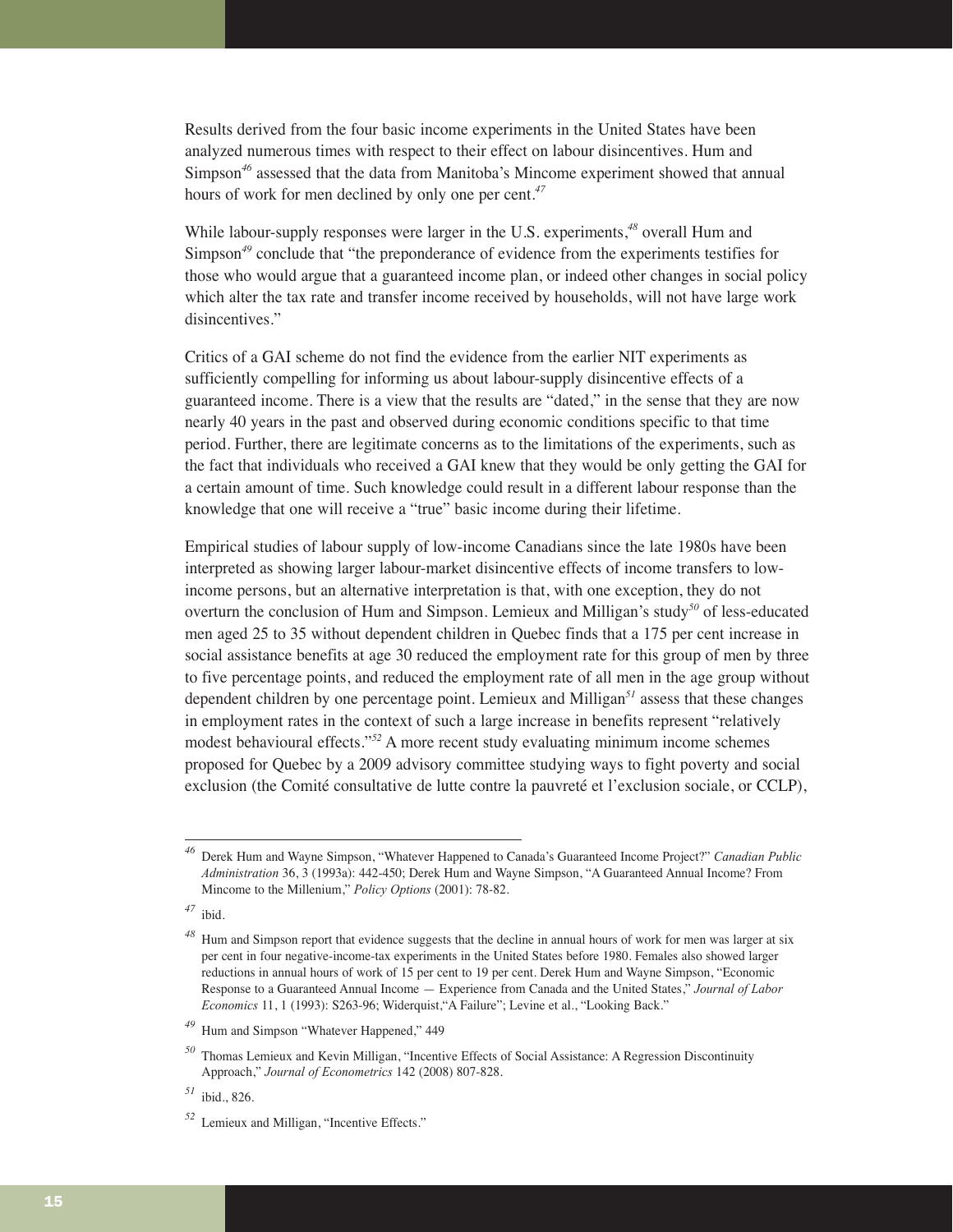Results derived from the four basic income experiments in the United States have been analyzed numerous times with respect to their effect on labour disincentives. Hum and Simpson[46] assessed that the data from Manitoba's Mincome experiment showed that annual hours of work for men declined by only one per cent.[47]

While labour-supply responses were larger in the U.S. experiments,[48] overall Hum and Simpson[49] conclude that "the preponderance of evidence from the experiments testifies for those who would argue that a guaranteed income plan, or indeed other changes in social policy which alter the tax rate and transfer income received by households, will not have large work disincentives."

Critics of a GAI scheme do not find the evidence from the earlier NIT experiments as sufficiently compelling for informing us about labour-supply disincentive effects of a guaranteed income. There is a view that the results are "dated," in the sense that they are now nearly 40 years in the past and observed during economic conditions specific to that time period. Further, there are legitimate concerns as to the limitations of the experiments, such as the fact that individuals who received a GAI knew that they would be only getting the GAI for a certain amount of time. Such knowledge could result in a different labour response than the knowledge that one will receive a "true" basic income during their lifetime.

Empirical studies of labour supply of low-income Canadians since the late 1980s have been interpreted as showing larger labour-market disincentive effects of income transfers to low-income persons, but an alternative interpretation is that, with one exception, they do not overturn the conclusion of Hum and Simpson. Lemieux and Milligan's study[50] of less-educated men aged 25 to 35 without dependent children in Quebec finds that a 175 per cent increase in social assistance benefits at age 30 reduced the employment rate for this group of men by three to five percentage points, and reduced the employment rate of all men in the age group without dependent children by one percentage point. Lemieux and Milligan[51] assess that these changes in employment rates in the context of such a large increase in benefits represent "relatively modest behavioural effects."[52] A more recent study evaluating minimum income schemes proposed for Quebec by a 2009 advisory committee studying ways to fight poverty and social exclusion (the Comité consultative de lutte contre la pauvreté et l'exclusion sociale, or CCLP),

---

[46] Derek Hum and Wayne Simpson, "Whatever Happened to Canada's Guaranteed Income Project?" *Canadian Public Administration* 36, 3 (1993a): 442-450; Derek Hum and Wayne Simpson, "A Guaranteed Annual Income? From Mincome to the Millenium," *Policy Options* (2001): 78-82.

[47] ibid.

[48] Hum and Simpson report that evidence suggests that the decline in annual hours of work for men was larger at six per cent in four negative-income-tax experiments in the United States before 1980. Females also showed larger reductions in annual hours of work of 15 per cent to 19 per cent. Derek Hum and Wayne Simpson, "Economic Response to a Guaranteed Annual Income — Experience from Canada and the United States," *Journal of Labor Economics* 11, 1 (1993): S263-96; Widerquist,"A Failure"; Levine et al., "Looking Back."

[49] Hum and Simpson "Whatever Happened," 449

[50] Thomas Lemieux and Kevin Milligan, "Incentive Effects of Social Assistance: A Regression Discontinuity Approach," *Journal of Econometrics* 142 (2008) 807-828.

[51] ibid., 826.

[52] Lemieux and Milligan, "Incentive Effects."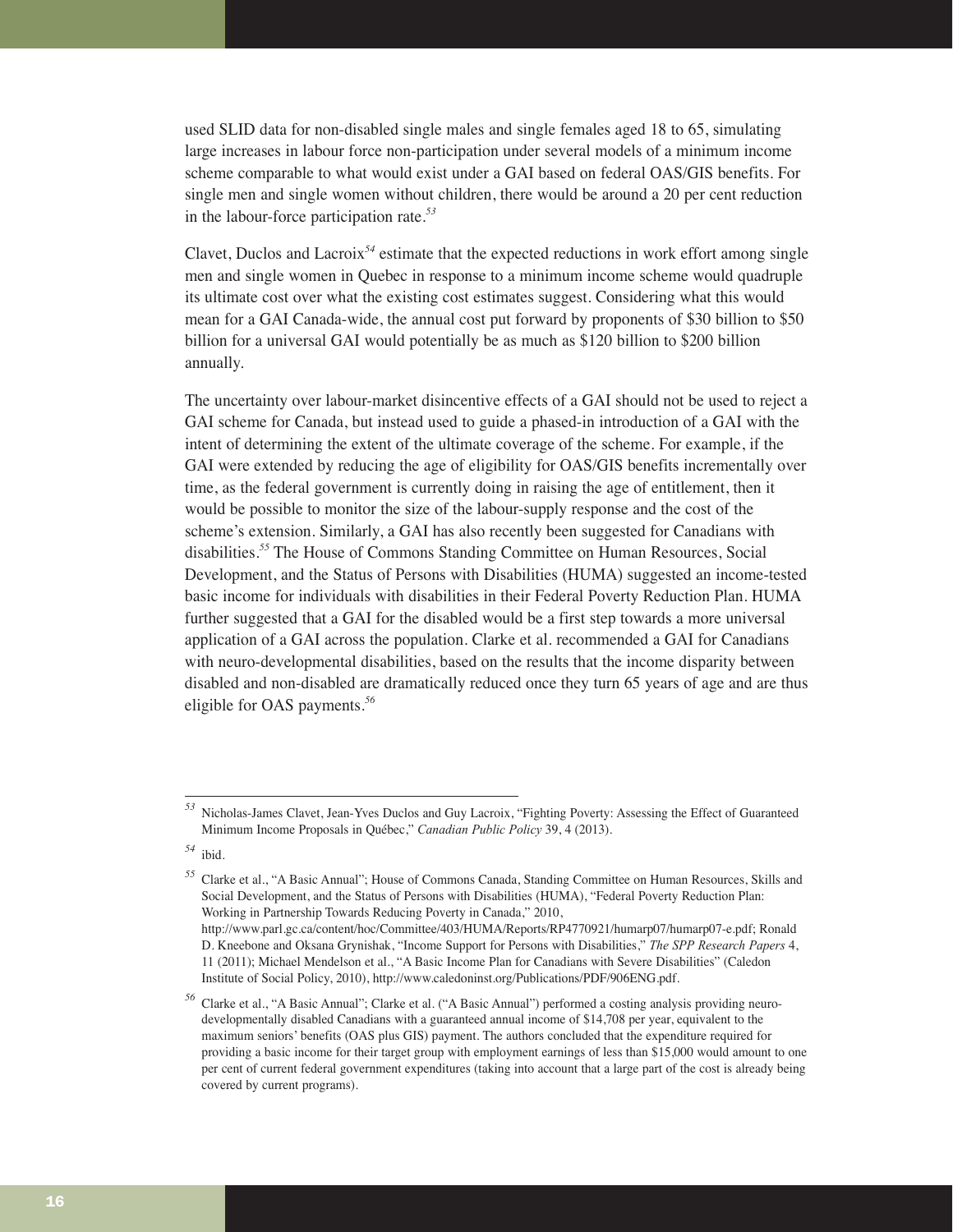used SLID data for non-disabled single males and single females aged 18 to 65, simulating large increases in labour force non-participation under several models of a minimum income scheme comparable to what would exist under a GAI based on federal OAS/GIS benefits. For single men and single women without children, there would be around a 20 per cent reduction in the labour-force participation rate.[53]

Clavet, Duclos and Lacroix[54] estimate that the expected reductions in work effort among single men and single women in Quebec in response to a minimum income scheme would quadruple its ultimate cost over what the existing cost estimates suggest. Considering what this would mean for a GAI Canada-wide, the annual cost put forward by proponents of $30 billion to $50 billion for a universal GAI would potentially be as much as $120 billion to $200 billion annually.

The uncertainty over labour-market disincentive effects of a GAI should not be used to reject a GAI scheme for Canada, but instead used to guide a phased-in introduction of a GAI with the intent of determining the extent of the ultimate coverage of the scheme. For example, if the GAI were extended by reducing the age of eligibility for OAS/GIS benefits incrementally over time, as the federal government is currently doing in raising the age of entitlement, then it would be possible to monitor the size of the labour-supply response and the cost of the scheme's extension. Similarly, a GAI has also recently been suggested for Canadians with disabilities.[55] The House of Commons Standing Committee on Human Resources, Social Development, and the Status of Persons with Disabilities (HUMA) suggested an income-tested basic income for individuals with disabilities in their Federal Poverty Reduction Plan. HUMA further suggested that a GAI for the disabled would be a first step towards a more universal application of a GAI across the population. Clarke et al. recommended a GAI for Canadians with neuro-developmental disabilities, based on the results that the income disparity between disabled and non-disabled are dramatically reduced once they turn 65 years of age and are thus eligible for OAS payments.[56]

---

[53] Nicholas-James Clavet, Jean-Yves Duclos and Guy Lacroix, "Fighting Poverty: Assessing the Effect of Guaranteed Minimum Income Proposals in Québec," *Canadian Public Policy* 39, 4 (2013).

[54] ibid.

[55] Clarke et al., "A Basic Annual"; House of Commons Canada, Standing Committee on Human Resources, Skills and Social Development, and the Status of Persons with Disabilities (HUMA), "Federal Poverty Reduction Plan: Working in Partnership Towards Reducing Poverty in Canada," 2010, http://www.parl.gc.ca/content/hoc/Committee/403/HUMA/Reports/RP4770921/humarp07/humarp07-e.pdf; Ronald D. Kneebone and Oksana Grynishak, "Income Support for Persons with Disabilities," *The SPP Research Papers* 4, 11 (2011); Michael Mendelson et al., "A Basic Income Plan for Canadians with Severe Disabilities" (Caledon Institute of Social Policy, 2010), http://www.caledoninst.org/Publications/PDF/906ENG.pdf.

[56] Clarke et al., "A Basic Annual"; Clarke et al. ("A Basic Annual") performed a costing analysis providing neuro-developmentally disabled Canadians with a guaranteed annual income of $14,708 per year, equivalent to the maximum seniors' benefits (OAS plus GIS) payment. The authors concluded that the expenditure required for providing a basic income for their target group with employment earnings of less than $15,000 would amount to one per cent of current federal government expenditures (taking into account that a large part of the cost is already being covered by current programs).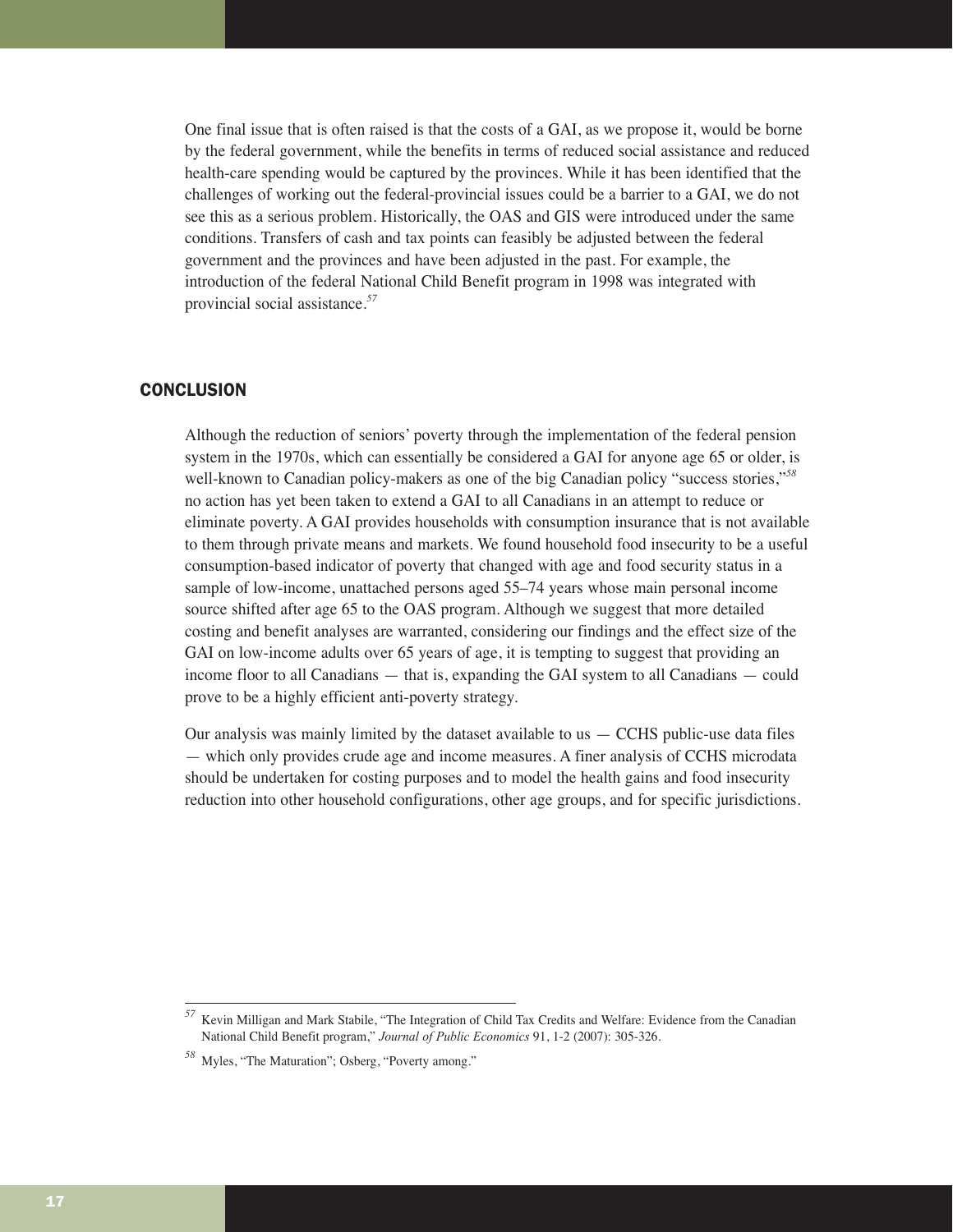One final issue that is often raised is that the costs of a GAI, as we propose it, would be borne by the federal government, while the benefits in terms of reduced social assistance and reduced health-care spending would be captured by the provinces. While it has been identified that the challenges of working out the federal-provincial issues could be a barrier to a GAI, we do not see this as a serious problem. Historically, the OAS and GIS were introduced under the same conditions. Transfers of cash and tax points can feasibly be adjusted between the federal government and the provinces and have been adjusted in the past. For example, the introduction of the federal National Child Benefit program in 1998 was integrated with provincial social assistance.[57]

## CONCLUSION

Although the reduction of seniors' poverty through the implementation of the federal pension system in the 1970s, which can essentially be considered a GAI for anyone age 65 or older, is well-known to Canadian policy-makers as one of the big Canadian policy "success stories,"[58] no action has yet been taken to extend a GAI to all Canadians in an attempt to reduce or eliminate poverty. A GAI provides households with consumption insurance that is not available to them through private means and markets. We found household food insecurity to be a useful consumption-based indicator of poverty that changed with age and food security status in a sample of low-income, unattached persons aged 55–74 years whose main personal income source shifted after age 65 to the OAS program. Although we suggest that more detailed costing and benefit analyses are warranted, considering our findings and the effect size of the GAI on low-income adults over 65 years of age, it is tempting to suggest that providing an income floor to all Canadians — that is, expanding the GAI system to all Canadians — could prove to be a highly efficient anti-poverty strategy.

Our analysis was mainly limited by the dataset available to us — CCHS public-use data files — which only provides crude age and income measures. A finer analysis of CCHS microdata should be undertaken for costing purposes and to model the health gains and food insecurity reduction into other household configurations, other age groups, and for specific jurisdictions.

---

[57] Kevin Milligan and Mark Stabile, "The Integration of Child Tax Credits and Welfare: Evidence from the Canadian National Child Benefit program," *Journal of Public Economics* 91, 1-2 (2007): 305-326.

[58] Myles, "The Maturation"; Osberg, "Poverty among."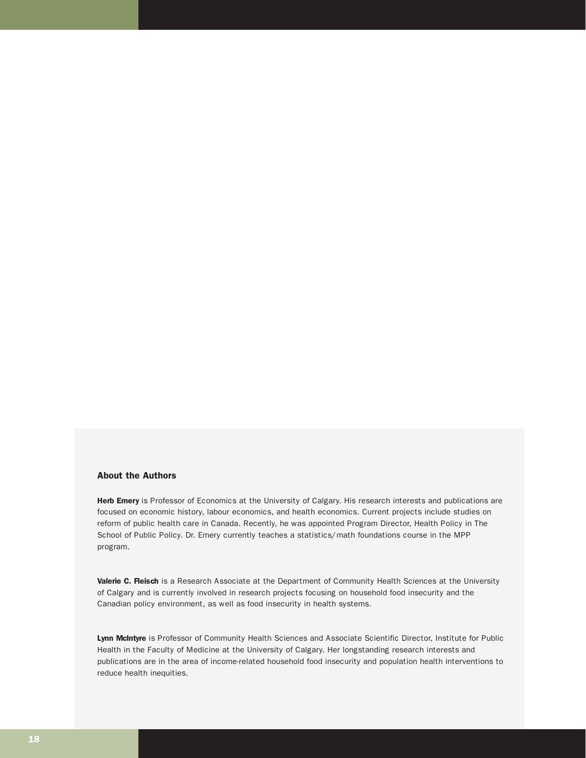## About the Authors

**Herb Emery** is Professor of Economics at the University of Calgary. His research interests and publications are focused on economic history, labour economics, and health economics. Current projects include studies on reform of public health care in Canada. Recently, he was appointed Program Director, Health Policy in The School of Public Policy. Dr. Emery currently teaches a statistics/math foundations course in the MPP program.

**Valerie C. Fleisch** is a Research Associate at the Department of Community Health Sciences at the University of Calgary and is currently involved in research projects focusing on household food insecurity and the Canadian policy environment, as well as food insecurity in health systems.

**Lynn McIntyre** is Professor of Community Health Sciences and Associate Scientific Director, Institute for Public Health in the Faculty of Medicine at the University of Calgary. Her longstanding research interests and publications are in the area of income-related household food insecurity and population health interventions to reduce health inequities.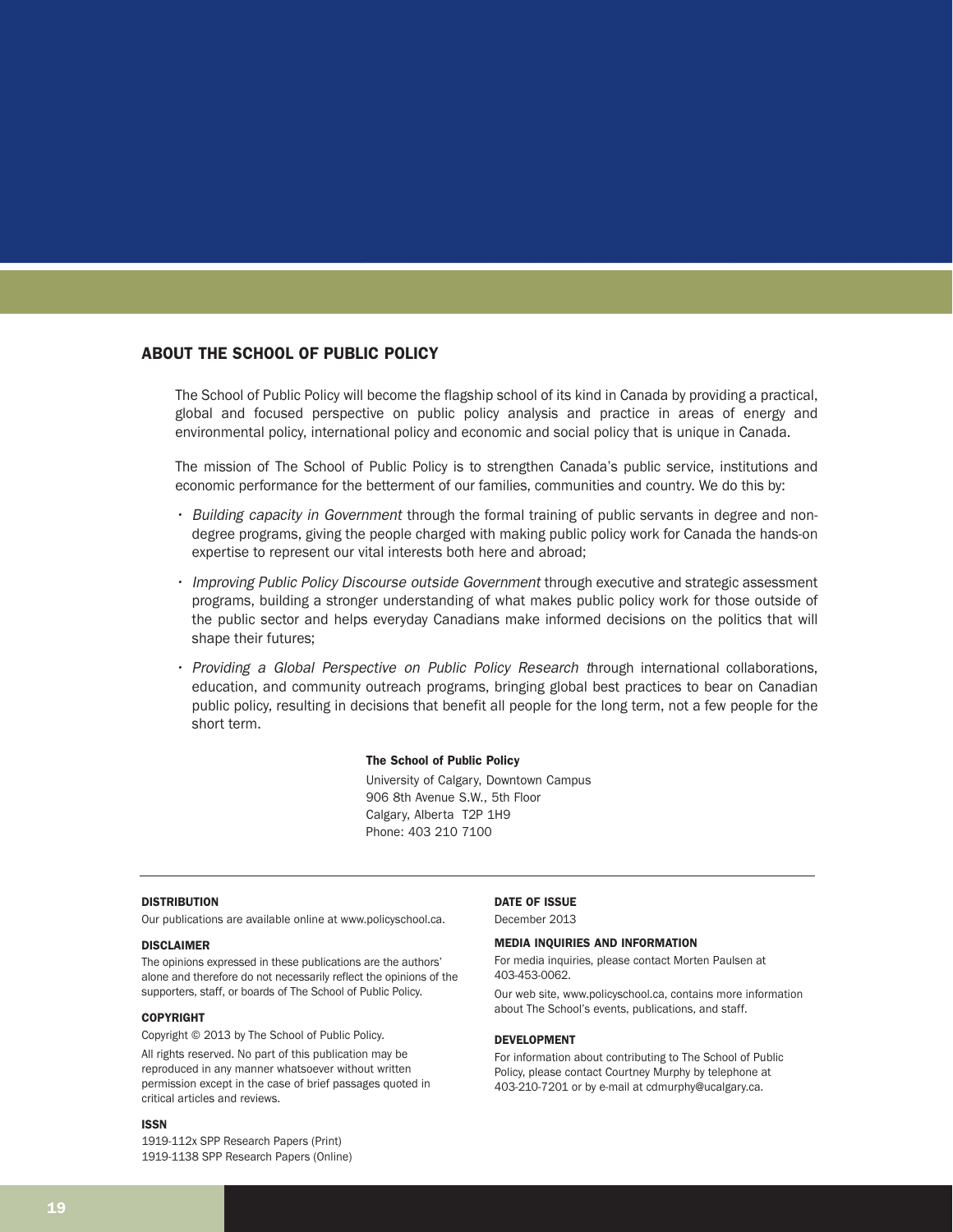## ABOUT THE SCHOOL OF PUBLIC POLICY

The School of Public Policy will become the flagship school of its kind in Canada by providing a practical, global and focused perspective on public policy analysis and practice in areas of energy and environmental policy, international policy and economic and social policy that is unique in Canada.

The mission of The School of Public Policy is to strengthen Canada's public service, institutions and economic performance for the betterment of our families, communities and country. We do this by:

- *Building capacity in Government* through the formal training of public servants in degree and non-degree programs, giving the people charged with making public policy work for Canada the hands-on expertise to represent our vital interests both here and abroad;
- *Improving Public Policy Discourse outside Government* through executive and strategic assessment programs, building a stronger understanding of what makes public policy work for those outside of the public sector and helps everyday Canadians make informed decisions on the politics that will shape their futures;
- *Providing a Global Perspective on Public Policy Research t*hrough international collaborations, education, and community outreach programs, bringing global best practices to bear on Canadian public policy, resulting in decisions that benefit all people for the long term, not a few people for the short term.

**The School of Public Policy**
University of Calgary, Downtown Campus
906 8th Avenue S.W., 5th Floor
Calgary, Alberta T2P 1H9
Phone: 403 210 7100

---

#### DISTRIBUTION

Our publications are available online at www.policyschool.ca.

#### DISCLAIMER

The opinions expressed in these publications are the authors' alone and therefore do not necessarily reflect the opinions of the supporters, staff, or boards of The School of Public Policy.

#### COPYRIGHT

Copyright © 2013 by The School of Public Policy.

All rights reserved. No part of this publication may be reproduced in any manner whatsoever without written permission except in the case of brief passages quoted in critical articles and reviews.

#### ISSN

1919-112x SPP Research Papers (Print)
1919-1138 SPP Research Papers (Online)

#### DATE OF ISSUE

December 2013

#### MEDIA INQUIRIES AND INFORMATION

For media inquiries, please contact Morten Paulsen at 403-453-0062.

Our web site, www.policyschool.ca, contains more information about The School's events, publications, and staff.

#### DEVELOPMENT

For information about contributing to The School of Public Policy, please contact Courtney Murphy by telephone at 403-210-7201 or by e-mail at cdmurphy@ucalgary.ca.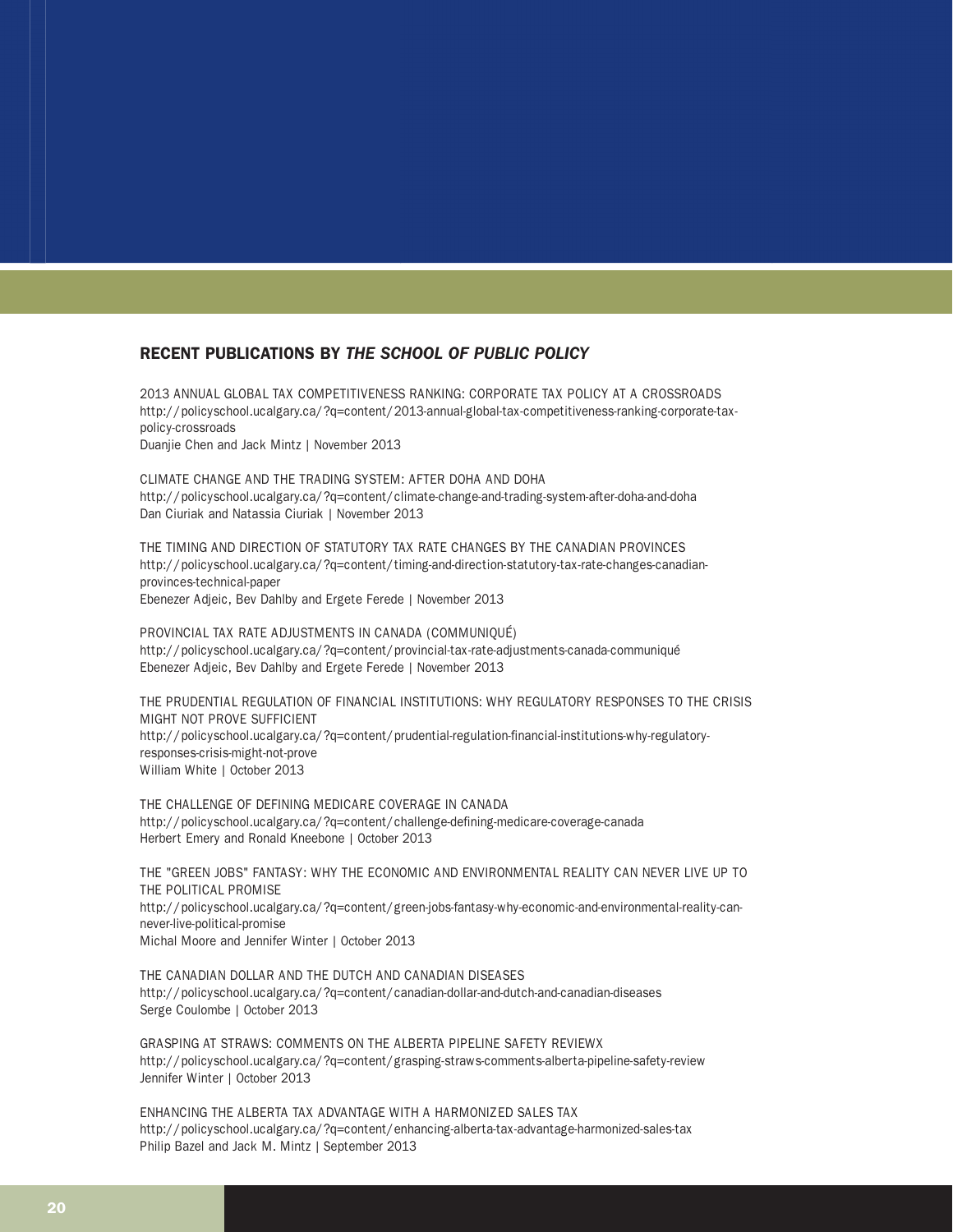## RECENT PUBLICATIONS BY *THE SCHOOL OF PUBLIC POLICY*

2013 ANNUAL GLOBAL TAX COMPETITIVENESS RANKING: CORPORATE TAX POLICY AT A CROSSROADS
http://policyschool.ucalgary.ca/?q=content/2013-annual-global-tax-competitiveness-ranking-corporate-tax-policy-crossroads
Duanjie Chen and Jack Mintz | November 2013

CLIMATE CHANGE AND THE TRADING SYSTEM: AFTER DOHA AND DOHA
http://policyschool.ucalgary.ca/?q=content/climate-change-and-trading-system-after-doha-and-doha
Dan Ciuriak and Natassia Ciuriak | November 2013

THE TIMING AND DIRECTION OF STATUTORY TAX RATE CHANGES BY THE CANADIAN PROVINCES
http://policyschool.ucalgary.ca/?q=content/timing-and-direction-statutory-tax-rate-changes-canadian-provinces-technical-paper
Ebenezer Adjeic, Bev Dahlby and Ergete Ferede | November 2013

PROVINCIAL TAX RATE ADJUSTMENTS IN CANADA (COMMUNIQUÉ)
http://policyschool.ucalgary.ca/?q=content/provincial-tax-rate-adjustments-canada-communiqué
Ebenezer Adjeic, Bev Dahlby and Ergete Ferede | November 2013

THE PRUDENTIAL REGULATION OF FINANCIAL INSTITUTIONS: WHY REGULATORY RESPONSES TO THE CRISIS MIGHT NOT PROVE SUFFICIENT
http://policyschool.ucalgary.ca/?q=content/prudential-regulation-financial-institutions-why-regulatory-responses-crisis-might-not-prove
William White | October 2013

THE CHALLENGE OF DEFINING MEDICARE COVERAGE IN CANADA
http://policyschool.ucalgary.ca/?q=content/challenge-defining-medicare-coverage-canada
Herbert Emery and Ronald Kneebone | October 2013

THE "GREEN JOBS" FANTASY: WHY THE ECONOMIC AND ENVIRONMENTAL REALITY CAN NEVER LIVE UP TO THE POLITICAL PROMISE
http://policyschool.ucalgary.ca/?q=content/green-jobs-fantasy-why-economic-and-environmental-reality-can-never-live-political-promise
Michal Moore and Jennifer Winter | October 2013

THE CANADIAN DOLLAR AND THE DUTCH AND CANADIAN DISEASES
http://policyschool.ucalgary.ca/?q=content/canadian-dollar-and-dutch-and-canadian-diseases
Serge Coulombe | October 2013

GRASPING AT STRAWS: COMMENTS ON THE ALBERTA PIPELINE SAFETY REVIEWX
http://policyschool.ucalgary.ca/?q=content/grasping-straws-comments-alberta-pipeline-safety-review
Jennifer Winter | October 2013

ENHANCING THE ALBERTA TAX ADVANTAGE WITH A HARMONIZED SALES TAX
http://policyschool.ucalgary.ca/?q=content/enhancing-alberta-tax-advantage-harmonized-sales-tax
Philip Bazel and Jack M. Mintz | September 2013